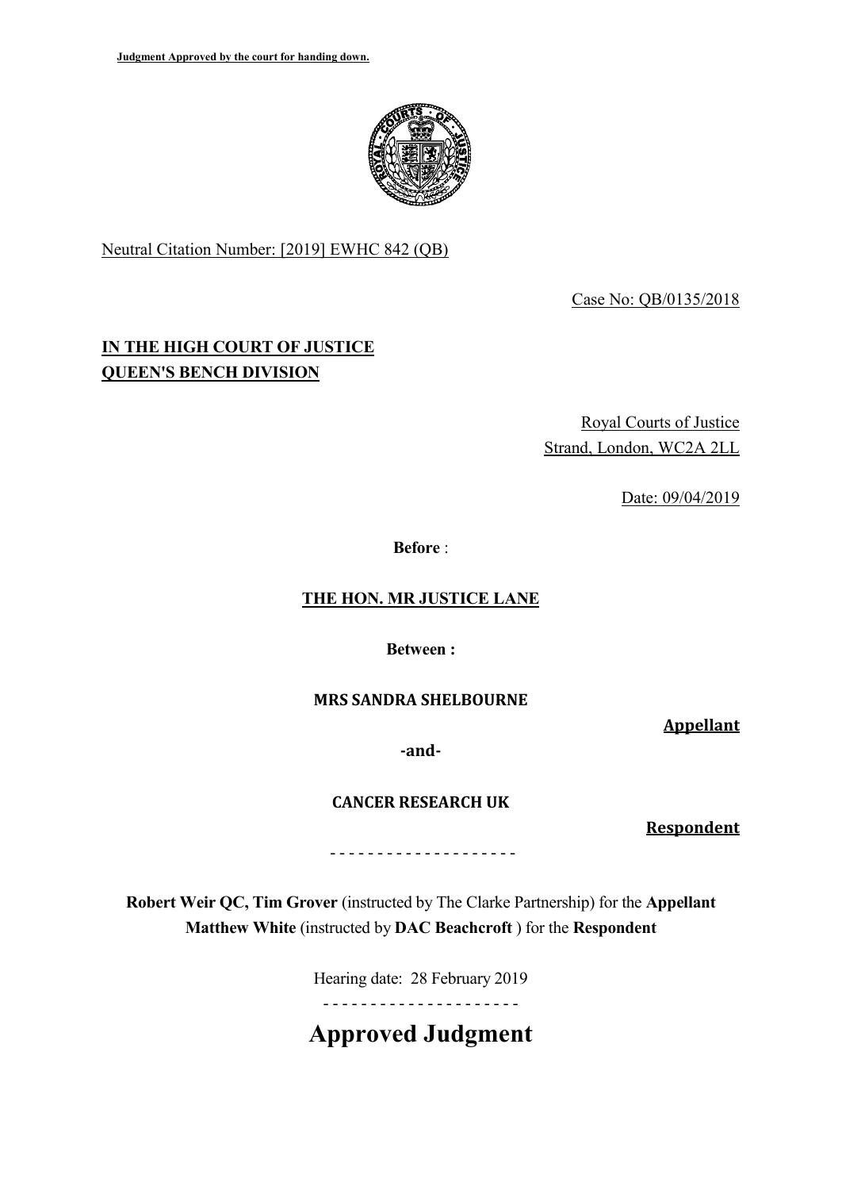**Judgment Approved by the court for handing down.**

Neutral Citation Number: [2019] EWHC 842 (QB)

Case No: QB/0135/2018

**IN THE HIGH COURT OF JUSTICE**
**QUEEN'S BENCH DIVISION**

Royal Courts of Justice
Strand, London, WC2A 2LL

Date: 09/04/2019

**Before** :

**THE HON. MR JUSTICE LANE**

**Between :**

**MRS SANDRA SHELBOURNE** — **Appellant**

**-and-**

**CANCER RESEARCH UK** — **Respondent**

- - - - - - - - - - - - - - - - - - - -

**Robert Weir QC, Tim Grover** (instructed by The Clarke Partnership) for the **Appellant**
**Matthew White** (instructed by **DAC Beachcroft** ) for the **Respondent**

Hearing date: 28 February 2019

- - - - - - - - - - - - - - - - - - - - -

# Approved Judgment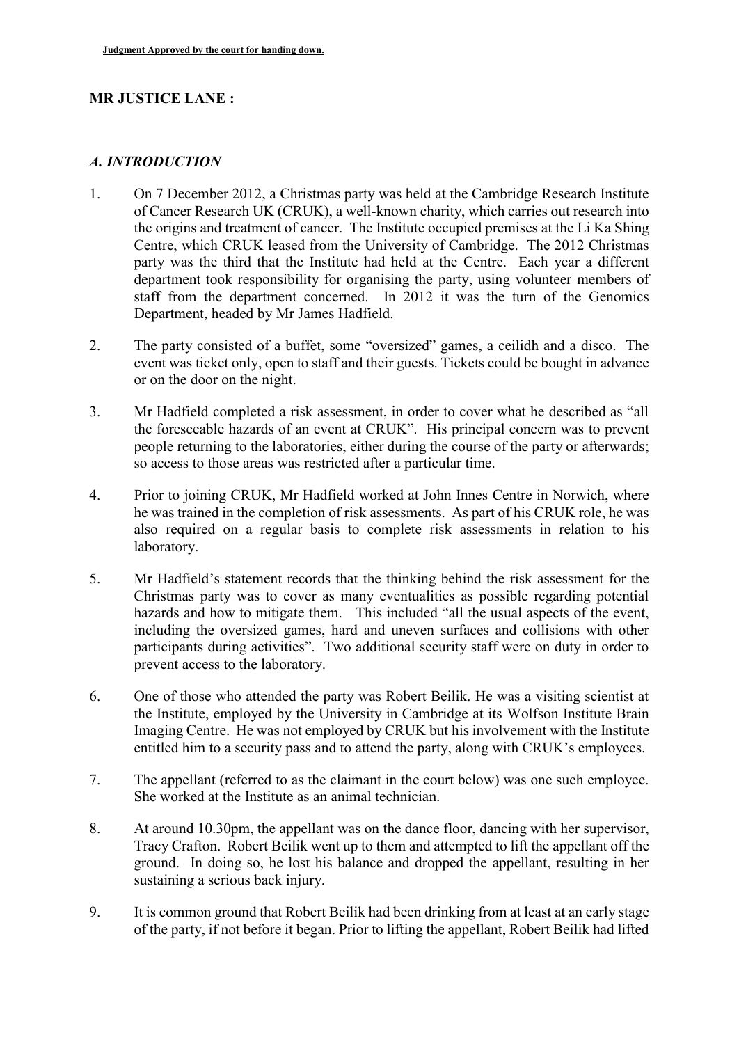## MR JUSTICE LANE :

### *A. INTRODUCTION*

1. On 7 December 2012, a Christmas party was held at the Cambridge Research Institute of Cancer Research UK (CRUK), a well-known charity, which carries out research into the origins and treatment of cancer. The Institute occupied premises at the Li Ka Shing Centre, which CRUK leased from the University of Cambridge. The 2012 Christmas party was the third that the Institute had held at the Centre. Each year a different department took responsibility for organising the party, using volunteer members of staff from the department concerned. In 2012 it was the turn of the Genomics Department, headed by Mr James Hadfield.

2. The party consisted of a buffet, some "oversized" games, a ceilidh and a disco. The event was ticket only, open to staff and their guests. Tickets could be bought in advance or on the door on the night.

3. Mr Hadfield completed a risk assessment, in order to cover what he described as "all the foreseeable hazards of an event at CRUK". His principal concern was to prevent people returning to the laboratories, either during the course of the party or afterwards; so access to those areas was restricted after a particular time.

4. Prior to joining CRUK, Mr Hadfield worked at John Innes Centre in Norwich, where he was trained in the completion of risk assessments. As part of his CRUK role, he was also required on a regular basis to complete risk assessments in relation to his laboratory.

5. Mr Hadfield's statement records that the thinking behind the risk assessment for the Christmas party was to cover as many eventualities as possible regarding potential hazards and how to mitigate them. This included "all the usual aspects of the event, including the oversized games, hard and uneven surfaces and collisions with other participants during activities". Two additional security staff were on duty in order to prevent access to the laboratory.

6. One of those who attended the party was Robert Beilik. He was a visiting scientist at the Institute, employed by the University in Cambridge at its Wolfson Institute Brain Imaging Centre. He was not employed by CRUK but his involvement with the Institute entitled him to a security pass and to attend the party, along with CRUK's employees.

7. The appellant (referred to as the claimant in the court below) was one such employee. She worked at the Institute as an animal technician.

8. At around 10.30pm, the appellant was on the dance floor, dancing with her supervisor, Tracy Crafton. Robert Beilik went up to them and attempted to lift the appellant off the ground. In doing so, he lost his balance and dropped the appellant, resulting in her sustaining a serious back injury.

9. It is common ground that Robert Beilik had been drinking from at least at an early stage of the party, if not before it began. Prior to lifting the appellant, Robert Beilik had lifted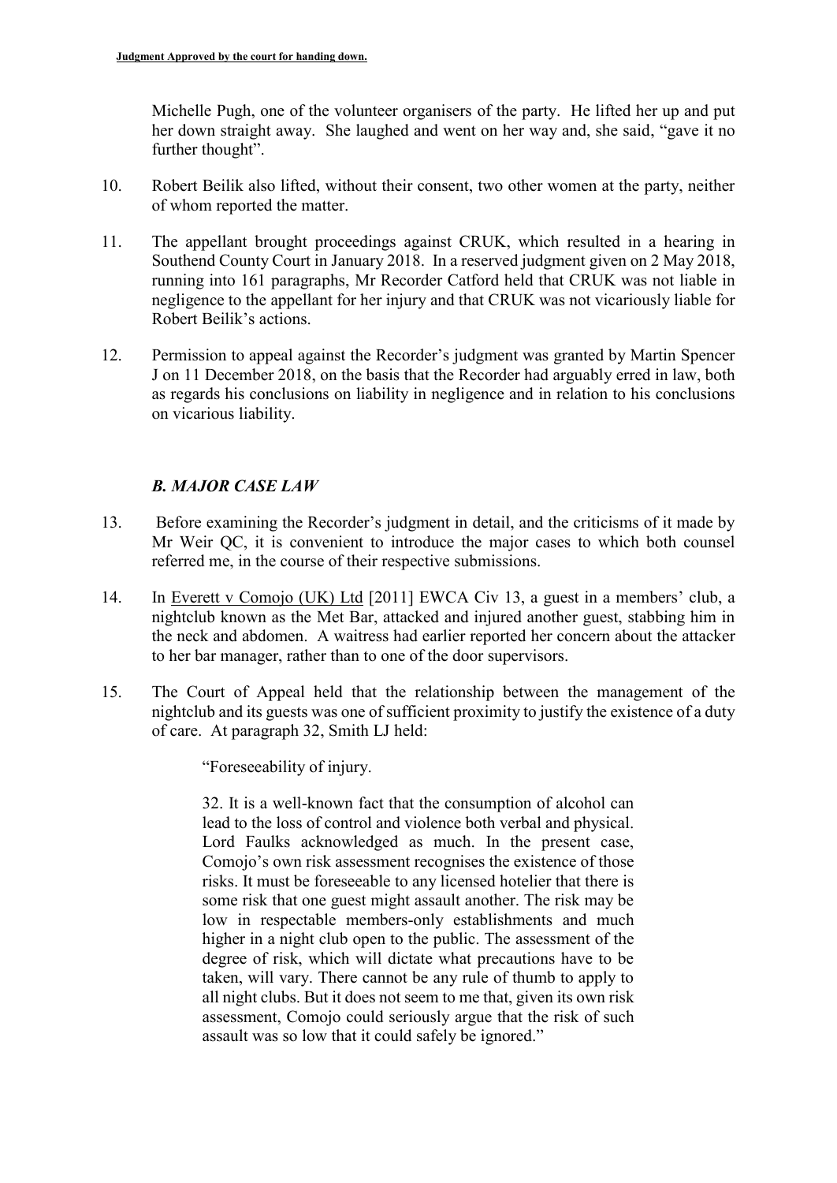Michelle Pugh, one of the volunteer organisers of the party. He lifted her up and put her down straight away. She laughed and went on her way and, she said, "gave it no further thought".

10. Robert Beilik also lifted, without their consent, two other women at the party, neither of whom reported the matter.

11. The appellant brought proceedings against CRUK, which resulted in a hearing in Southend County Court in January 2018. In a reserved judgment given on 2 May 2018, running into 161 paragraphs, Mr Recorder Catford held that CRUK was not liable in negligence to the appellant for her injury and that CRUK was not vicariously liable for Robert Beilik's actions.

12. Permission to appeal against the Recorder's judgment was granted by Martin Spencer J on 11 December 2018, on the basis that the Recorder had arguably erred in law, both as regards his conclusions on liability in negligence and in relation to his conclusions on vicarious liability.

### *B. MAJOR CASE LAW*

13. Before examining the Recorder's judgment in detail, and the criticisms of it made by Mr Weir QC, it is convenient to introduce the major cases to which both counsel referred me, in the course of their respective submissions.

14. In Everett v Comojo (UK) Ltd [2011] EWCA Civ 13, a guest in a members' club, a nightclub known as the Met Bar, attacked and injured another guest, stabbing him in the neck and abdomen. A waitress had earlier reported her concern about the attacker to her bar manager, rather than to one of the door supervisors.

15. The Court of Appeal held that the relationship between the management of the nightclub and its guests was one of sufficient proximity to justify the existence of a duty of care. At paragraph 32, Smith LJ held:

> "Foreseeability of injury.
>
> 32. It is a well-known fact that the consumption of alcohol can lead to the loss of control and violence both verbal and physical. Lord Faulks acknowledged as much. In the present case, Comojo's own risk assessment recognises the existence of those risks. It must be foreseeable to any licensed hotelier that there is some risk that one guest might assault another. The risk may be low in respectable members-only establishments and much higher in a night club open to the public. The assessment of the degree of risk, which will dictate what precautions have to be taken, will vary. There cannot be any rule of thumb to apply to all night clubs. But it does not seem to me that, given its own risk assessment, Comojo could seriously argue that the risk of such assault was so low that it could safely be ignored."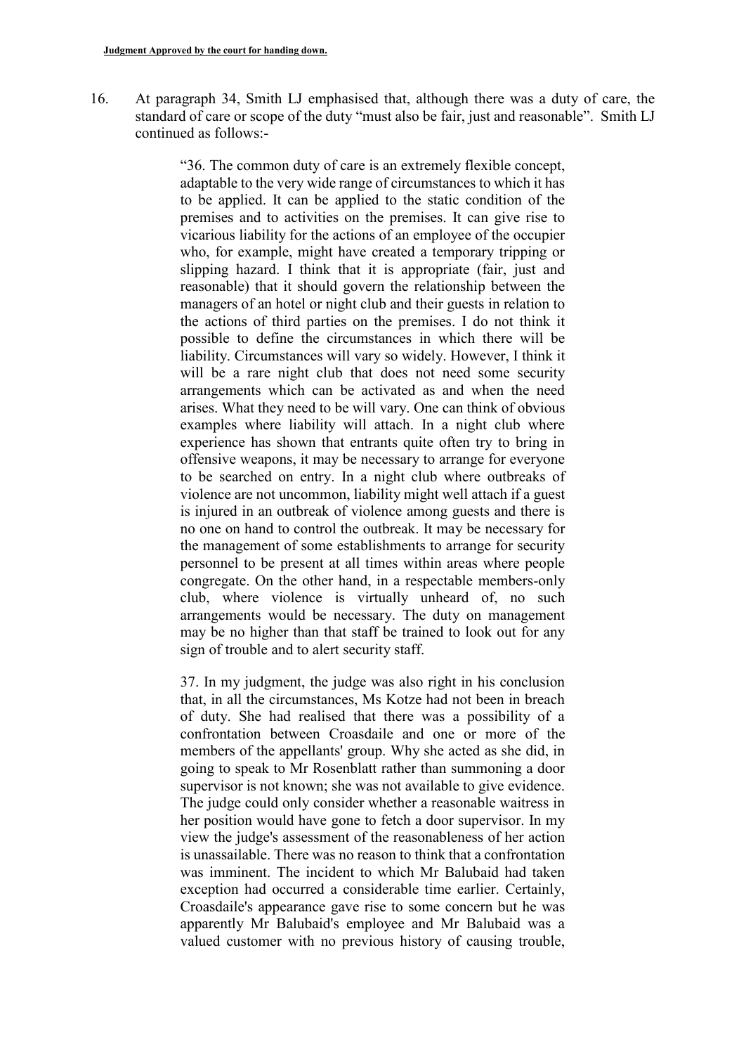16. At paragraph 34, Smith LJ emphasised that, although there was a duty of care, the standard of care or scope of the duty "must also be fair, just and reasonable". Smith LJ continued as follows:-

> "36. The common duty of care is an extremely flexible concept, adaptable to the very wide range of circumstances to which it has to be applied. It can be applied to the static condition of the premises and to activities on the premises. It can give rise to vicarious liability for the actions of an employee of the occupier who, for example, might have created a temporary tripping or slipping hazard. I think that it is appropriate (fair, just and reasonable) that it should govern the relationship between the managers of an hotel or night club and their guests in relation to the actions of third parties on the premises. I do not think it possible to define the circumstances in which there will be liability. Circumstances will vary so widely. However, I think it will be a rare night club that does not need some security arrangements which can be activated as and when the need arises. What they need to be will vary. One can think of obvious examples where liability will attach. In a night club where experience has shown that entrants quite often try to bring in offensive weapons, it may be necessary to arrange for everyone to be searched on entry. In a night club where outbreaks of violence are not uncommon, liability might well attach if a guest is injured in an outbreak of violence among guests and there is no one on hand to control the outbreak. It may be necessary for the management of some establishments to arrange for security personnel to be present at all times within areas where people congregate. On the other hand, in a respectable members-only club, where violence is virtually unheard of, no such arrangements would be necessary. The duty on management may be no higher than that staff be trained to look out for any sign of trouble and to alert security staff.
>
> 37. In my judgment, the judge was also right in his conclusion that, in all the circumstances, Ms Kotze had not been in breach of duty. She had realised that there was a possibility of a confrontation between Croasdaile and one or more of the members of the appellants' group. Why she acted as she did, in going to speak to Mr Rosenblatt rather than summoning a door supervisor is not known; she was not available to give evidence. The judge could only consider whether a reasonable waitress in her position would have gone to fetch a door supervisor. In my view the judge's assessment of the reasonableness of her action is unassailable. There was no reason to think that a confrontation was imminent. The incident to which Mr Balubaid had taken exception had occurred a considerable time earlier. Certainly, Croasdaile's appearance gave rise to some concern but he was apparently Mr Balubaid's employee and Mr Balubaid was a valued customer with no previous history of causing trouble,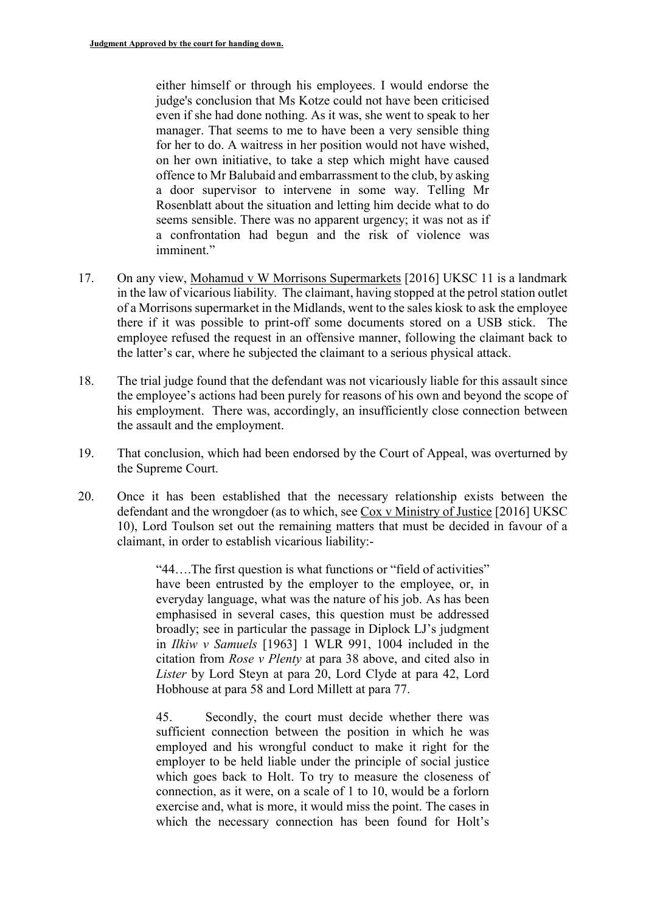> either himself or through his employees. I would endorse the judge's conclusion that Ms Kotze could not have been criticised even if she had done nothing. As it was, she went to speak to her manager. That seems to me to have been a very sensible thing for her to do. A waitress in her position would not have wished, on her own initiative, to take a step which might have caused offence to Mr Balubaid and embarrassment to the club, by asking a door supervisor to intervene in some way. Telling Mr Rosenblatt about the situation and letting him decide what to do seems sensible. There was no apparent urgency; it was not as if a confrontation had begun and the risk of violence was imminent."

17. On any view, Mohamud v W Morrisons Supermarkets [2016] UKSC 11 is a landmark in the law of vicarious liability. The claimant, having stopped at the petrol station outlet of a Morrisons supermarket in the Midlands, went to the sales kiosk to ask the employee there if it was possible to print-off some documents stored on a USB stick. The employee refused the request in an offensive manner, following the claimant back to the latter's car, where he subjected the claimant to a serious physical attack.

18. The trial judge found that the defendant was not vicariously liable for this assault since the employee's actions had been purely for reasons of his own and beyond the scope of his employment. There was, accordingly, an insufficiently close connection between the assault and the employment.

19. That conclusion, which had been endorsed by the Court of Appeal, was overturned by the Supreme Court.

20. Once it has been established that the necessary relationship exists between the defendant and the wrongdoer (as to which, see Cox v Ministry of Justice [2016] UKSC 10), Lord Toulson set out the remaining matters that must be decided in favour of a claimant, in order to establish vicarious liability:-

> "44….The first question is what functions or "field of activities" have been entrusted by the employer to the employee, or, in everyday language, what was the nature of his job. As has been emphasised in several cases, this question must be addressed broadly; see in particular the passage in Diplock LJ's judgment in *Ilkiw v Samuels* [1963] 1 WLR 991, 1004 included in the citation from *Rose v Plenty* at para 38 above, and cited also in *Lister* by Lord Steyn at para 20, Lord Clyde at para 42, Lord Hobhouse at para 58 and Lord Millett at para 77.
>
> 45. Secondly, the court must decide whether there was sufficient connection between the position in which he was employed and his wrongful conduct to make it right for the employer to be held liable under the principle of social justice which goes back to Holt. To try to measure the closeness of connection, as it were, on a scale of 1 to 10, would be a forlorn exercise and, what is more, it would miss the point. The cases in which the necessary connection has been found for Holt's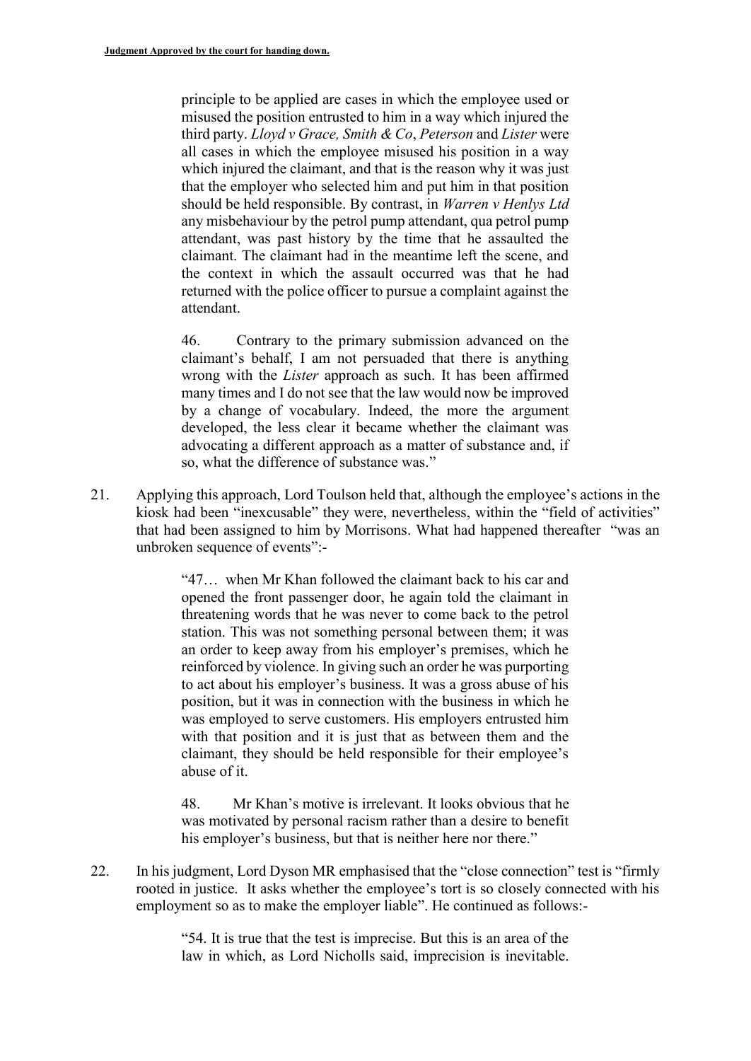> principle to be applied are cases in which the employee used or misused the position entrusted to him in a way which injured the third party. *Lloyd v Grace, Smith & Co*, *Peterson* and *Lister* were all cases in which the employee misused his position in a way which injured the claimant, and that is the reason why it was just that the employer who selected him and put him in that position should be held responsible. By contrast, in *Warren v Henlys Ltd* any misbehaviour by the petrol pump attendant, qua petrol pump attendant, was past history by the time that he assaulted the claimant. The claimant had in the meantime left the scene, and the context in which the assault occurred was that he had returned with the police officer to pursue a complaint against the attendant.
>
> 46. Contrary to the primary submission advanced on the claimant's behalf, I am not persuaded that there is anything wrong with the *Lister* approach as such. It has been affirmed many times and I do not see that the law would now be improved by a change of vocabulary. Indeed, the more the argument developed, the less clear it became whether the claimant was advocating a different approach as a matter of substance and, if so, what the difference of substance was."

21. Applying this approach, Lord Toulson held that, although the employee's actions in the kiosk had been "inexcusable" they were, nevertheless, within the "field of activities" that had been assigned to him by Morrisons. What had happened thereafter "was an unbroken sequence of events":-

> "47… when Mr Khan followed the claimant back to his car and opened the front passenger door, he again told the claimant in threatening words that he was never to come back to the petrol station. This was not something personal between them; it was an order to keep away from his employer's premises, which he reinforced by violence. In giving such an order he was purporting to act about his employer's business. It was a gross abuse of his position, but it was in connection with the business in which he was employed to serve customers. His employers entrusted him with that position and it is just that as between them and the claimant, they should be held responsible for their employee's abuse of it.
>
> 48. Mr Khan's motive is irrelevant. It looks obvious that he was motivated by personal racism rather than a desire to benefit his employer's business, but that is neither here nor there."

22. In his judgment, Lord Dyson MR emphasised that the "close connection" test is "firmly rooted in justice. It asks whether the employee's tort is so closely connected with his employment so as to make the employer liable". He continued as follows:-

> "54. It is true that the test is imprecise. But this is an area of the law in which, as Lord Nicholls said, imprecision is inevitable.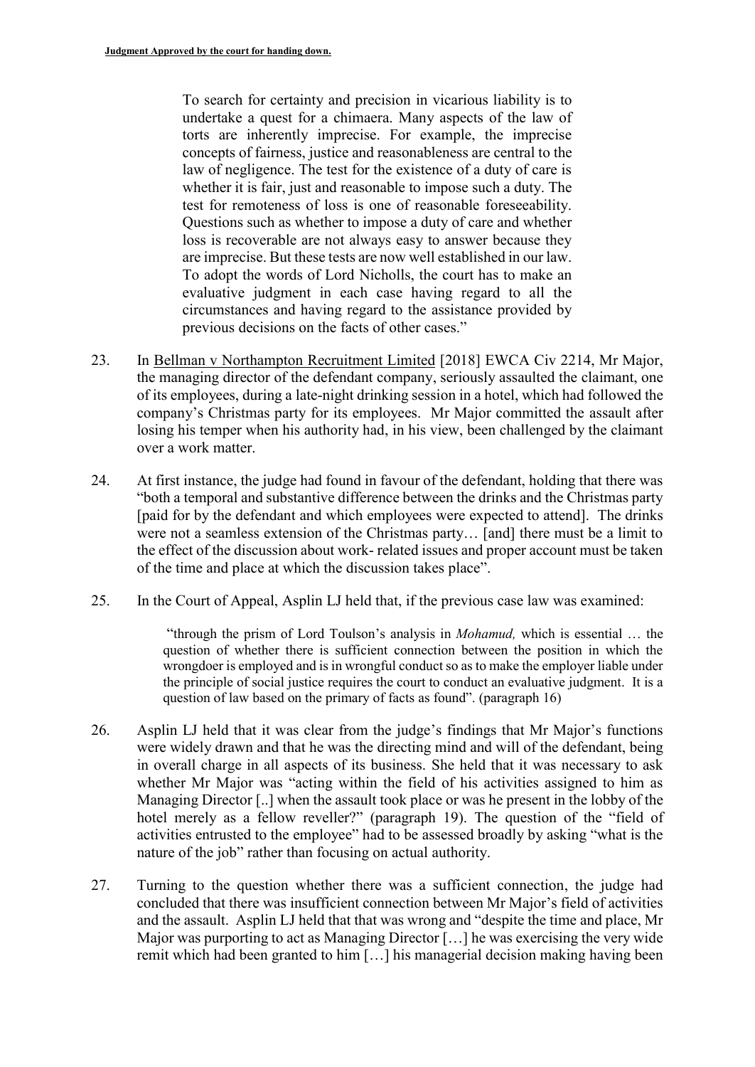> To search for certainty and precision in vicarious liability is to undertake a quest for a chimaera. Many aspects of the law of torts are inherently imprecise. For example, the imprecise concepts of fairness, justice and reasonableness are central to the law of negligence. The test for the existence of a duty of care is whether it is fair, just and reasonable to impose such a duty. The test for remoteness of loss is one of reasonable foreseeability. Questions such as whether to impose a duty of care and whether loss is recoverable are not always easy to answer because they are imprecise. But these tests are now well established in our law. To adopt the words of Lord Nicholls, the court has to make an evaluative judgment in each case having regard to all the circumstances and having regard to the assistance provided by previous decisions on the facts of other cases."

23. In Bellman v Northampton Recruitment Limited [2018] EWCA Civ 2214, Mr Major, the managing director of the defendant company, seriously assaulted the claimant, one of its employees, during a late-night drinking session in a hotel, which had followed the company's Christmas party for its employees. Mr Major committed the assault after losing his temper when his authority had, in his view, been challenged by the claimant over a work matter.

24. At first instance, the judge had found in favour of the defendant, holding that there was "both a temporal and substantive difference between the drinks and the Christmas party [paid for by the defendant and which employees were expected to attend]. The drinks were not a seamless extension of the Christmas party… [and] there must be a limit to the effect of the discussion about work- related issues and proper account must be taken of the time and place at which the discussion takes place".

25. In the Court of Appeal, Asplin LJ held that, if the previous case law was examined:

> "through the prism of Lord Toulson's analysis in *Mohamud,* which is essential … the question of whether there is sufficient connection between the position in which the wrongdoer is employed and is in wrongful conduct so as to make the employer liable under the principle of social justice requires the court to conduct an evaluative judgment. It is a question of law based on the primary of facts as found". (paragraph 16)

26. Asplin LJ held that it was clear from the judge's findings that Mr Major's functions were widely drawn and that he was the directing mind and will of the defendant, being in overall charge in all aspects of its business. She held that it was necessary to ask whether Mr Major was "acting within the field of his activities assigned to him as Managing Director [..] when the assault took place or was he present in the lobby of the hotel merely as a fellow reveller?" (paragraph 19). The question of the "field of activities entrusted to the employee" had to be assessed broadly by asking "what is the nature of the job" rather than focusing on actual authority.

27. Turning to the question whether there was a sufficient connection, the judge had concluded that there was insufficient connection between Mr Major's field of activities and the assault. Asplin LJ held that that was wrong and "despite the time and place, Mr Major was purporting to act as Managing Director […] he was exercising the very wide remit which had been granted to him […] his managerial decision making having been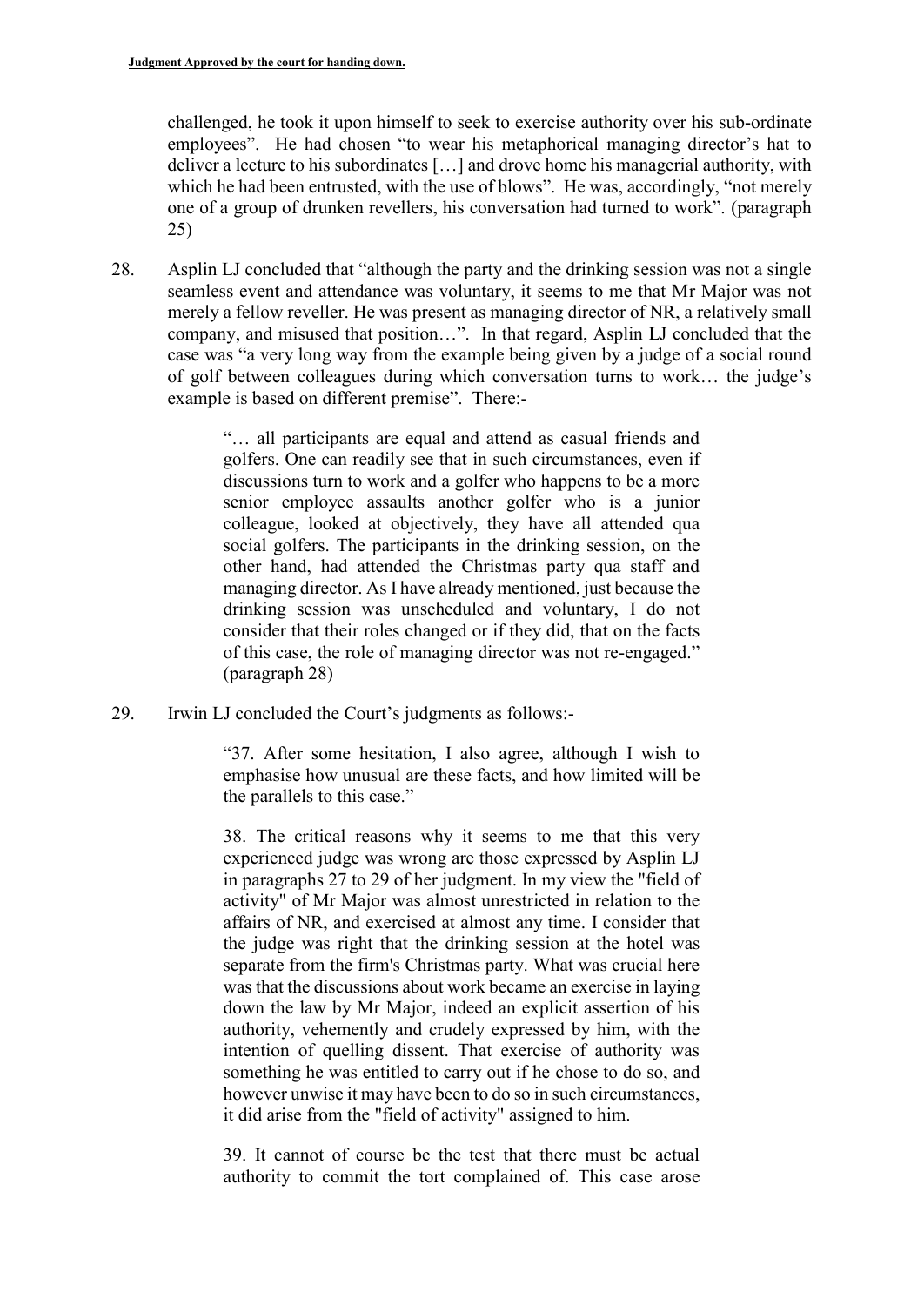challenged, he took it upon himself to seek to exercise authority over his sub-ordinate employees". He had chosen "to wear his metaphorical managing director's hat to deliver a lecture to his subordinates […] and drove home his managerial authority, with which he had been entrusted, with the use of blows". He was, accordingly, "not merely one of a group of drunken revellers, his conversation had turned to work". (paragraph 25)

28. Asplin LJ concluded that "although the party and the drinking session was not a single seamless event and attendance was voluntary, it seems to me that Mr Major was not merely a fellow reveller. He was present as managing director of NR, a relatively small company, and misused that position…". In that regard, Asplin LJ concluded that the case was "a very long way from the example being given by a judge of a social round of golf between colleagues during which conversation turns to work… the judge's example is based on different premise". There:-

> "… all participants are equal and attend as casual friends and golfers. One can readily see that in such circumstances, even if discussions turn to work and a golfer who happens to be a more senior employee assaults another golfer who is a junior colleague, looked at objectively, they have all attended qua social golfers. The participants in the drinking session, on the other hand, had attended the Christmas party qua staff and managing director. As I have already mentioned, just because the drinking session was unscheduled and voluntary, I do not consider that their roles changed or if they did, that on the facts of this case, the role of managing director was not re-engaged." (paragraph 28)

29. Irwin LJ concluded the Court's judgments as follows:-

> "37. After some hesitation, I also agree, although I wish to emphasise how unusual are these facts, and how limited will be the parallels to this case."
>
> 38. The critical reasons why it seems to me that this very experienced judge was wrong are those expressed by Asplin LJ in paragraphs 27 to 29 of her judgment. In my view the "field of activity" of Mr Major was almost unrestricted in relation to the affairs of NR, and exercised at almost any time. I consider that the judge was right that the drinking session at the hotel was separate from the firm's Christmas party. What was crucial here was that the discussions about work became an exercise in laying down the law by Mr Major, indeed an explicit assertion of his authority, vehemently and crudely expressed by him, with the intention of quelling dissent. That exercise of authority was something he was entitled to carry out if he chose to do so, and however unwise it may have been to do so in such circumstances, it did arise from the "field of activity" assigned to him.
>
> 39. It cannot of course be the test that there must be actual authority to commit the tort complained of. This case arose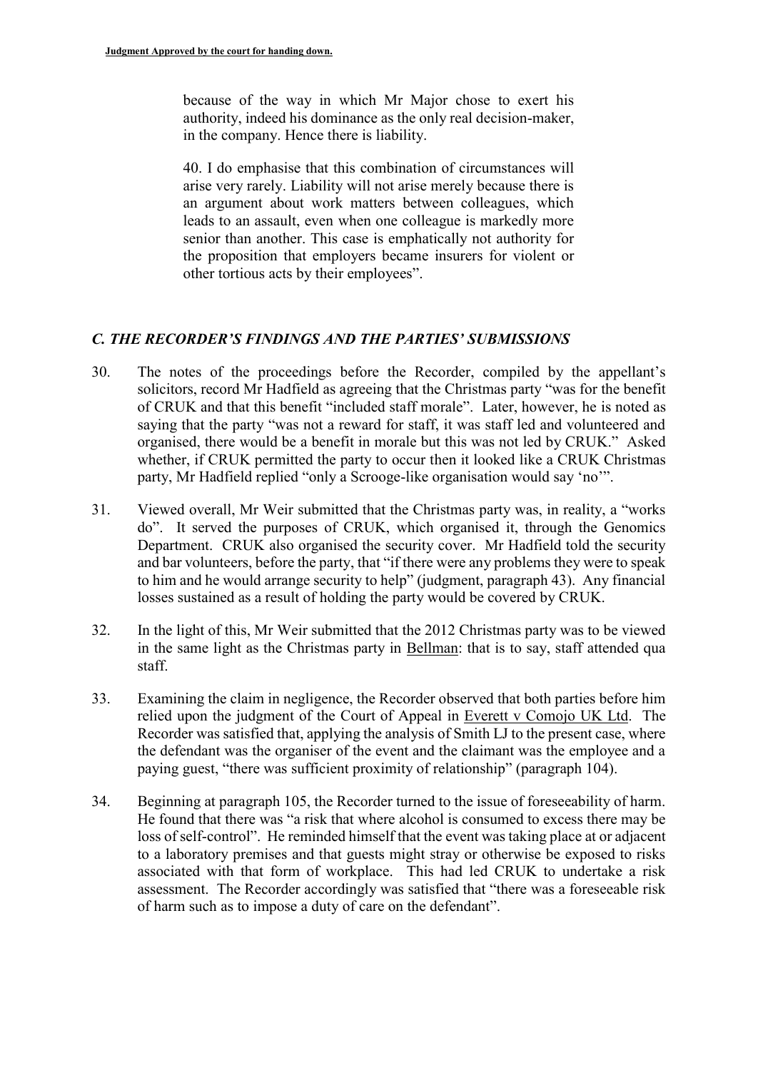because of the way in which Mr Major chose to exert his authority, indeed his dominance as the only real decision-maker, in the company. Hence there is liability.

40. I do emphasise that this combination of circumstances will arise very rarely. Liability will not arise merely because there is an argument about work matters between colleagues, which leads to an assault, even when one colleague is markedly more senior than another. This case is emphatically not authority for the proposition that employers became insurers for violent or other tortious acts by their employees".

## *C. THE RECORDER'S FINDINGS AND THE PARTIES' SUBMISSIONS*

30. The notes of the proceedings before the Recorder, compiled by the appellant's solicitors, record Mr Hadfield as agreeing that the Christmas party "was for the benefit of CRUK and that this benefit "included staff morale". Later, however, he is noted as saying that the party "was not a reward for staff, it was staff led and volunteered and organised, there would be a benefit in morale but this was not led by CRUK." Asked whether, if CRUK permitted the party to occur then it looked like a CRUK Christmas party, Mr Hadfield replied "only a Scrooge-like organisation would say 'no'".

31. Viewed overall, Mr Weir submitted that the Christmas party was, in reality, a "works do". It served the purposes of CRUK, which organised it, through the Genomics Department. CRUK also organised the security cover. Mr Hadfield told the security and bar volunteers, before the party, that "if there were any problems they were to speak to him and he would arrange security to help" (judgment, paragraph 43). Any financial losses sustained as a result of holding the party would be covered by CRUK.

32. In the light of this, Mr Weir submitted that the 2012 Christmas party was to be viewed in the same light as the Christmas party in Bellman: that is to say, staff attended qua staff.

33. Examining the claim in negligence, the Recorder observed that both parties before him relied upon the judgment of the Court of Appeal in Everett v Comojo UK Ltd. The Recorder was satisfied that, applying the analysis of Smith LJ to the present case, where the defendant was the organiser of the event and the claimant was the employee and a paying guest, "there was sufficient proximity of relationship" (paragraph 104).

34. Beginning at paragraph 105, the Recorder turned to the issue of foreseeability of harm. He found that there was "a risk that where alcohol is consumed to excess there may be loss of self-control". He reminded himself that the event was taking place at or adjacent to a laboratory premises and that guests might stray or otherwise be exposed to risks associated with that form of workplace. This had led CRUK to undertake a risk assessment. The Recorder accordingly was satisfied that "there was a foreseeable risk of harm such as to impose a duty of care on the defendant".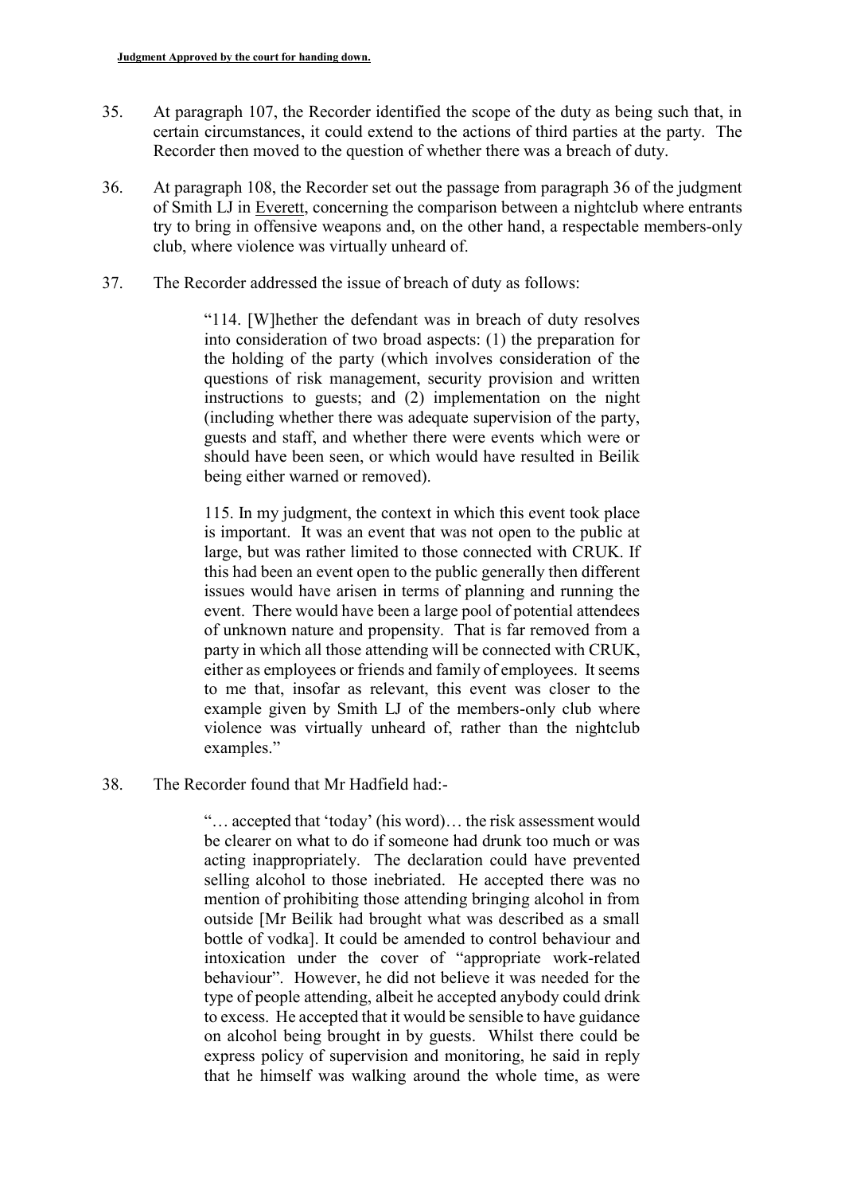35. At paragraph 107, the Recorder identified the scope of the duty as being such that, in certain circumstances, it could extend to the actions of third parties at the party. The Recorder then moved to the question of whether there was a breach of duty.

36. At paragraph 108, the Recorder set out the passage from paragraph 36 of the judgment of Smith LJ in Everett, concerning the comparison between a nightclub where entrants try to bring in offensive weapons and, on the other hand, a respectable members-only club, where violence was virtually unheard of.

37. The Recorder addressed the issue of breach of duty as follows:

> "114. [W]hether the defendant was in breach of duty resolves into consideration of two broad aspects: (1) the preparation for the holding of the party (which involves consideration of the questions of risk management, security provision and written instructions to guests; and (2) implementation on the night (including whether there was adequate supervision of the party, guests and staff, and whether there were events which were or should have been seen, or which would have resulted in Beilik being either warned or removed).
>
> 115. In my judgment, the context in which this event took place is important. It was an event that was not open to the public at large, but was rather limited to those connected with CRUK. If this had been an event open to the public generally then different issues would have arisen in terms of planning and running the event. There would have been a large pool of potential attendees of unknown nature and propensity. That is far removed from a party in which all those attending will be connected with CRUK, either as employees or friends and family of employees. It seems to me that, insofar as relevant, this event was closer to the example given by Smith LJ of the members-only club where violence was virtually unheard of, rather than the nightclub examples."

38. The Recorder found that Mr Hadfield had:-

> "… accepted that 'today' (his word)… the risk assessment would be clearer on what to do if someone had drunk too much or was acting inappropriately. The declaration could have prevented selling alcohol to those inebriated. He accepted there was no mention of prohibiting those attending bringing alcohol in from outside [Mr Beilik had brought what was described as a small bottle of vodka]. It could be amended to control behaviour and intoxication under the cover of "appropriate work-related behaviour". However, he did not believe it was needed for the type of people attending, albeit he accepted anybody could drink to excess. He accepted that it would be sensible to have guidance on alcohol being brought in by guests. Whilst there could be express policy of supervision and monitoring, he said in reply that he himself was walking around the whole time, as were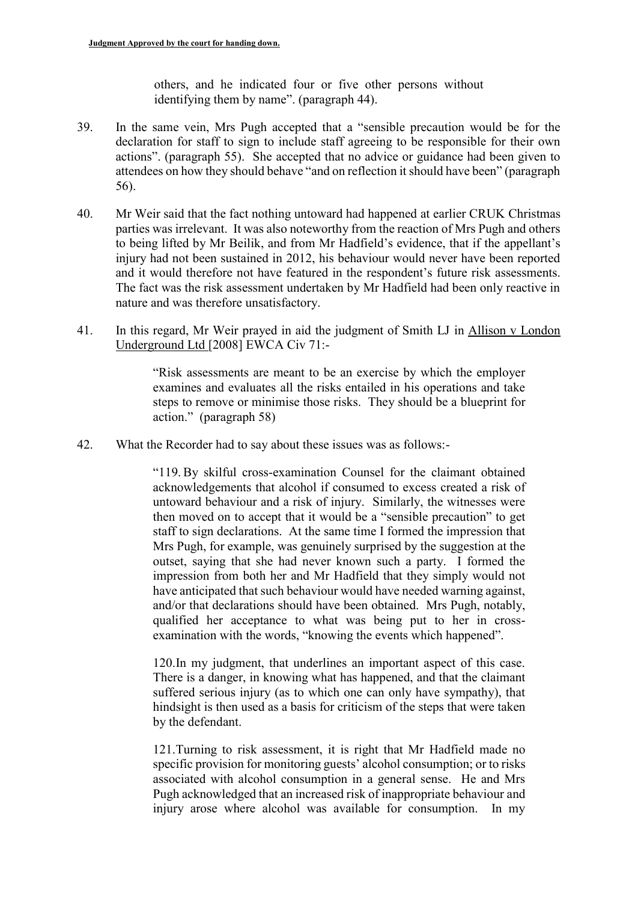others, and he indicated four or five other persons without identifying them by name". (paragraph 44).

39. In the same vein, Mrs Pugh accepted that a "sensible precaution would be for the declaration for staff to sign to include staff agreeing to be responsible for their own actions". (paragraph 55). She accepted that no advice or guidance had been given to attendees on how they should behave "and on reflection it should have been" (paragraph 56).

40. Mr Weir said that the fact nothing untoward had happened at earlier CRUK Christmas parties was irrelevant. It was also noteworthy from the reaction of Mrs Pugh and others to being lifted by Mr Beilik, and from Mr Hadfield's evidence, that if the appellant's injury had not been sustained in 2012, his behaviour would never have been reported and it would therefore not have featured in the respondent's future risk assessments. The fact was the risk assessment undertaken by Mr Hadfield had been only reactive in nature and was therefore unsatisfactory.

41. In this regard, Mr Weir prayed in aid the judgment of Smith LJ in Allison v London Underground Ltd [2008] EWCA Civ 71:-

> "Risk assessments are meant to be an exercise by which the employer examines and evaluates all the risks entailed in his operations and take steps to remove or minimise those risks. They should be a blueprint for action." (paragraph 58)

42. What the Recorder had to say about these issues was as follows:-

> "119. By skilful cross-examination Counsel for the claimant obtained acknowledgements that alcohol if consumed to excess created a risk of untoward behaviour and a risk of injury. Similarly, the witnesses were then moved on to accept that it would be a "sensible precaution" to get staff to sign declarations. At the same time I formed the impression that Mrs Pugh, for example, was genuinely surprised by the suggestion at the outset, saying that she had never known such a party. I formed the impression from both her and Mr Hadfield that they simply would not have anticipated that such behaviour would have needed warning against, and/or that declarations should have been obtained. Mrs Pugh, notably, qualified her acceptance to what was being put to her in cross-examination with the words, "knowing the events which happened".
>
> 120. In my judgment, that underlines an important aspect of this case. There is a danger, in knowing what has happened, and that the claimant suffered serious injury (as to which one can only have sympathy), that hindsight is then used as a basis for criticism of the steps that were taken by the defendant.
>
> 121. Turning to risk assessment, it is right that Mr Hadfield made no specific provision for monitoring guests' alcohol consumption; or to risks associated with alcohol consumption in a general sense. He and Mrs Pugh acknowledged that an increased risk of inappropriate behaviour and injury arose where alcohol was available for consumption. In my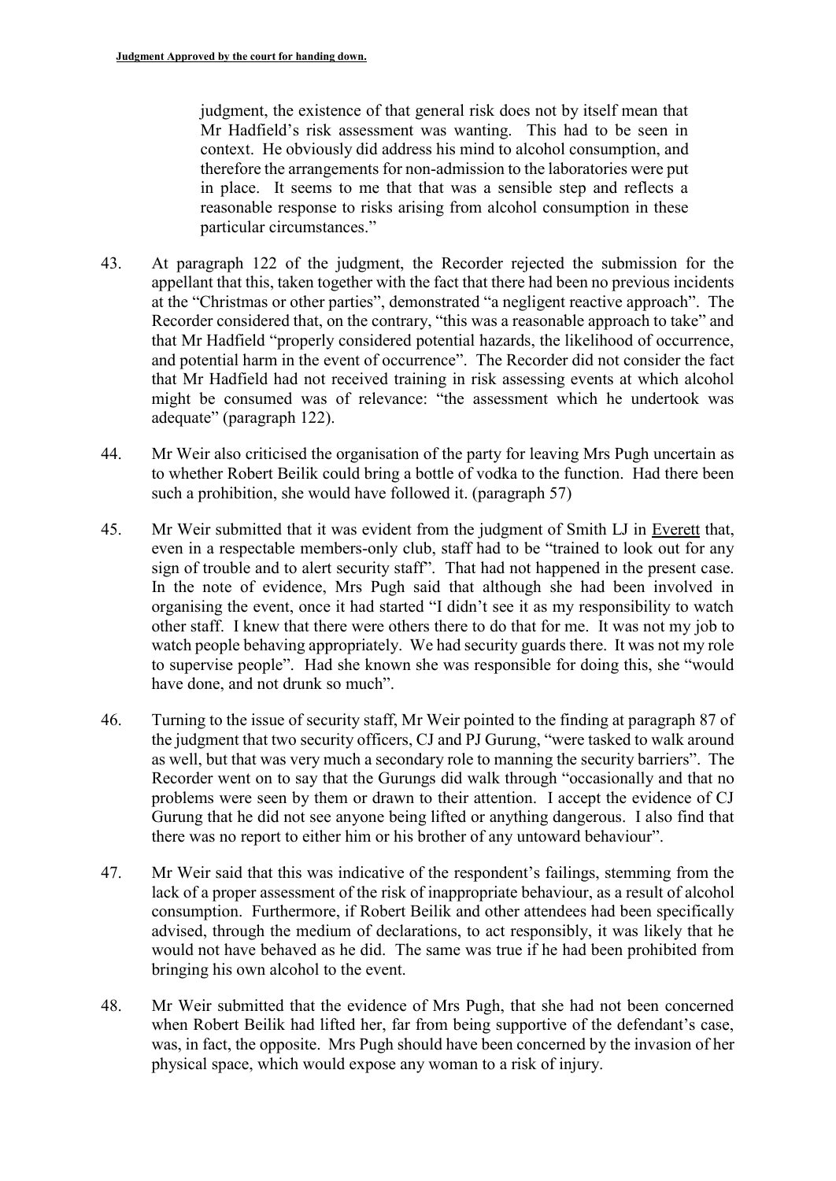judgment, the existence of that general risk does not by itself mean that Mr Hadfield's risk assessment was wanting. This had to be seen in context. He obviously did address his mind to alcohol consumption, and therefore the arrangements for non-admission to the laboratories were put in place. It seems to me that that was a sensible step and reflects a reasonable response to risks arising from alcohol consumption in these particular circumstances."

43. At paragraph 122 of the judgment, the Recorder rejected the submission for the appellant that this, taken together with the fact that there had been no previous incidents at the "Christmas or other parties", demonstrated "a negligent reactive approach". The Recorder considered that, on the contrary, "this was a reasonable approach to take" and that Mr Hadfield "properly considered potential hazards, the likelihood of occurrence, and potential harm in the event of occurrence". The Recorder did not consider the fact that Mr Hadfield had not received training in risk assessing events at which alcohol might be consumed was of relevance: "the assessment which he undertook was adequate" (paragraph 122).

44. Mr Weir also criticised the organisation of the party for leaving Mrs Pugh uncertain as to whether Robert Beilik could bring a bottle of vodka to the function. Had there been such a prohibition, she would have followed it. (paragraph 57)

45. Mr Weir submitted that it was evident from the judgment of Smith LJ in Everett that, even in a respectable members-only club, staff had to be "trained to look out for any sign of trouble and to alert security staff". That had not happened in the present case. In the note of evidence, Mrs Pugh said that although she had been involved in organising the event, once it had started "I didn't see it as my responsibility to watch other staff. I knew that there were others there to do that for me. It was not my job to watch people behaving appropriately. We had security guards there. It was not my role to supervise people". Had she known she was responsible for doing this, she "would have done, and not drunk so much".

46. Turning to the issue of security staff, Mr Weir pointed to the finding at paragraph 87 of the judgment that two security officers, CJ and PJ Gurung, "were tasked to walk around as well, but that was very much a secondary role to manning the security barriers". The Recorder went on to say that the Gurungs did walk through "occasionally and that no problems were seen by them or drawn to their attention. I accept the evidence of CJ Gurung that he did not see anyone being lifted or anything dangerous. I also find that there was no report to either him or his brother of any untoward behaviour".

47. Mr Weir said that this was indicative of the respondent's failings, stemming from the lack of a proper assessment of the risk of inappropriate behaviour, as a result of alcohol consumption. Furthermore, if Robert Beilik and other attendees had been specifically advised, through the medium of declarations, to act responsibly, it was likely that he would not have behaved as he did. The same was true if he had been prohibited from bringing his own alcohol to the event.

48. Mr Weir submitted that the evidence of Mrs Pugh, that she had not been concerned when Robert Beilik had lifted her, far from being supportive of the defendant's case, was, in fact, the opposite. Mrs Pugh should have been concerned by the invasion of her physical space, which would expose any woman to a risk of injury.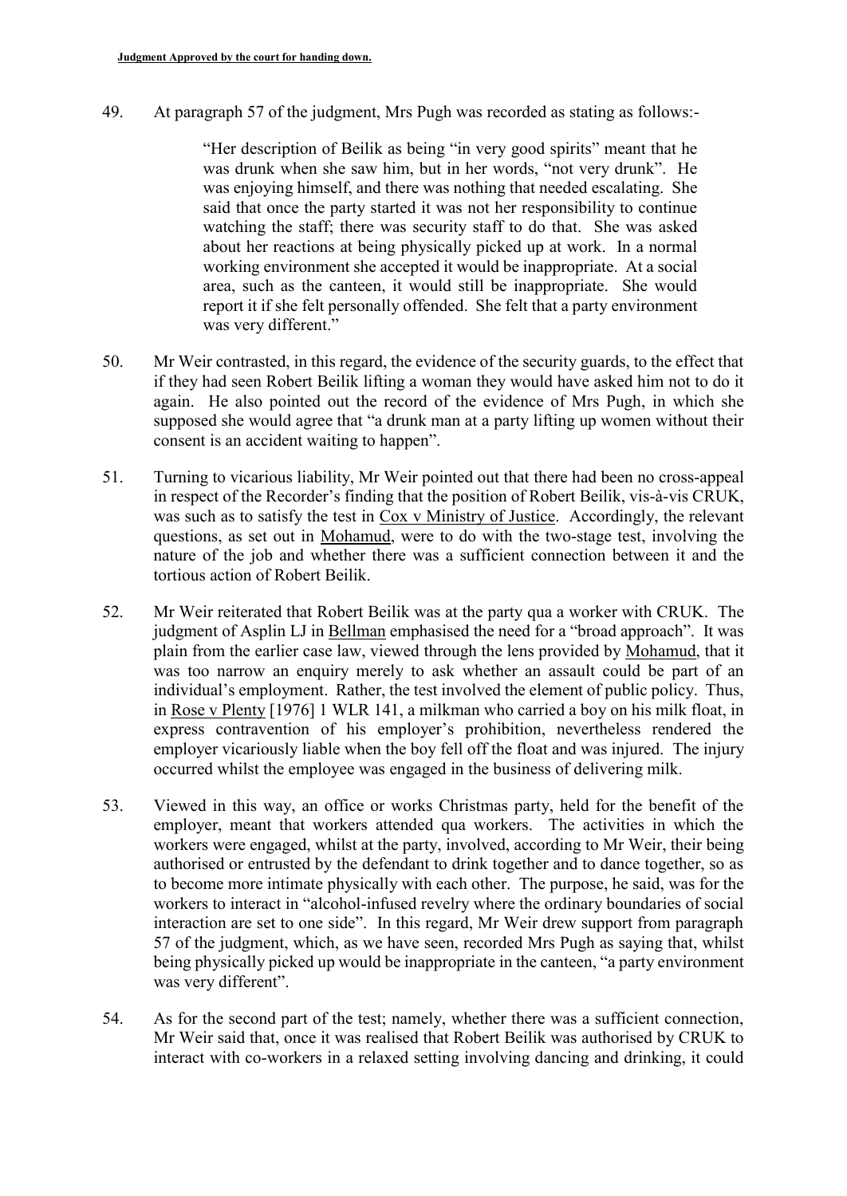49. At paragraph 57 of the judgment, Mrs Pugh was recorded as stating as follows:-

> "Her description of Beilik as being "in very good spirits" meant that he was drunk when she saw him, but in her words, "not very drunk". He was enjoying himself, and there was nothing that needed escalating. She said that once the party started it was not her responsibility to continue watching the staff; there was security staff to do that. She was asked about her reactions at being physically picked up at work. In a normal working environment she accepted it would be inappropriate. At a social area, such as the canteen, it would still be inappropriate. She would report it if she felt personally offended. She felt that a party environment was very different."

50. Mr Weir contrasted, in this regard, the evidence of the security guards, to the effect that if they had seen Robert Beilik lifting a woman they would have asked him not to do it again. He also pointed out the record of the evidence of Mrs Pugh, in which she supposed she would agree that "a drunk man at a party lifting up women without their consent is an accident waiting to happen".

51. Turning to vicarious liability, Mr Weir pointed out that there had been no cross-appeal in respect of the Recorder's finding that the position of Robert Beilik, vis-à-vis CRUK, was such as to satisfy the test in Cox v Ministry of Justice. Accordingly, the relevant questions, as set out in Mohamud, were to do with the two-stage test, involving the nature of the job and whether there was a sufficient connection between it and the tortious action of Robert Beilik.

52. Mr Weir reiterated that Robert Beilik was at the party qua a worker with CRUK. The judgment of Asplin LJ in Bellman emphasised the need for a "broad approach". It was plain from the earlier case law, viewed through the lens provided by Mohamud, that it was too narrow an enquiry merely to ask whether an assault could be part of an individual's employment. Rather, the test involved the element of public policy. Thus, in Rose v Plenty [1976] 1 WLR 141, a milkman who carried a boy on his milk float, in express contravention of his employer's prohibition, nevertheless rendered the employer vicariously liable when the boy fell off the float and was injured. The injury occurred whilst the employee was engaged in the business of delivering milk.

53. Viewed in this way, an office or works Christmas party, held for the benefit of the employer, meant that workers attended qua workers. The activities in which the workers were engaged, whilst at the party, involved, according to Mr Weir, their being authorised or entrusted by the defendant to drink together and to dance together, so as to become more intimate physically with each other. The purpose, he said, was for the workers to interact in "alcohol-infused revelry where the ordinary boundaries of social interaction are set to one side". In this regard, Mr Weir drew support from paragraph 57 of the judgment, which, as we have seen, recorded Mrs Pugh as saying that, whilst being physically picked up would be inappropriate in the canteen, "a party environment was very different".

54. As for the second part of the test; namely, whether there was a sufficient connection, Mr Weir said that, once it was realised that Robert Beilik was authorised by CRUK to interact with co-workers in a relaxed setting involving dancing and drinking, it could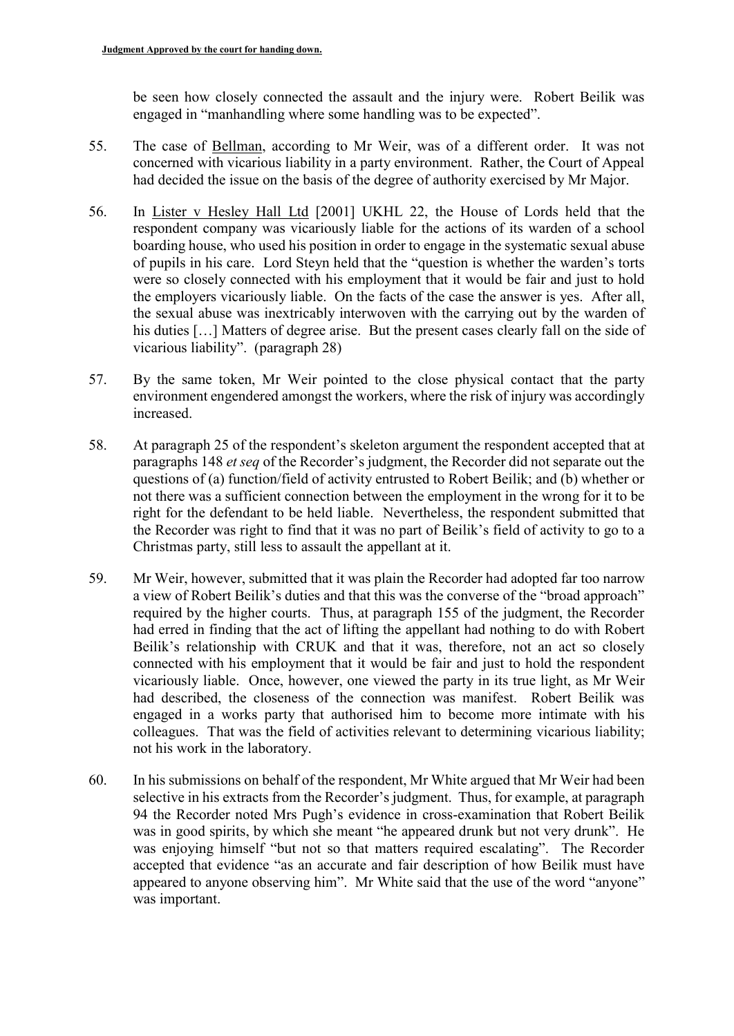be seen how closely connected the assault and the injury were. Robert Beilik was engaged in "manhandling where some handling was to be expected".

55. The case of Bellman, according to Mr Weir, was of a different order. It was not concerned with vicarious liability in a party environment. Rather, the Court of Appeal had decided the issue on the basis of the degree of authority exercised by Mr Major.

56. In Lister v Hesley Hall Ltd [2001] UKHL 22, the House of Lords held that the respondent company was vicariously liable for the actions of its warden of a school boarding house, who used his position in order to engage in the systematic sexual abuse of pupils in his care. Lord Steyn held that the "question is whether the warden's torts were so closely connected with his employment that it would be fair and just to hold the employers vicariously liable. On the facts of the case the answer is yes. After all, the sexual abuse was inextricably interwoven with the carrying out by the warden of his duties […] Matters of degree arise. But the present cases clearly fall on the side of vicarious liability". (paragraph 28)

57. By the same token, Mr Weir pointed to the close physical contact that the party environment engendered amongst the workers, where the risk of injury was accordingly increased.

58. At paragraph 25 of the respondent's skeleton argument the respondent accepted that at paragraphs 148 *et seq* of the Recorder's judgment, the Recorder did not separate out the questions of (a) function/field of activity entrusted to Robert Beilik; and (b) whether or not there was a sufficient connection between the employment in the wrong for it to be right for the defendant to be held liable. Nevertheless, the respondent submitted that the Recorder was right to find that it was no part of Beilik's field of activity to go to a Christmas party, still less to assault the appellant at it.

59. Mr Weir, however, submitted that it was plain the Recorder had adopted far too narrow a view of Robert Beilik's duties and that this was the converse of the "broad approach" required by the higher courts. Thus, at paragraph 155 of the judgment, the Recorder had erred in finding that the act of lifting the appellant had nothing to do with Robert Beilik's relationship with CRUK and that it was, therefore, not an act so closely connected with his employment that it would be fair and just to hold the respondent vicariously liable. Once, however, one viewed the party in its true light, as Mr Weir had described, the closeness of the connection was manifest. Robert Beilik was engaged in a works party that authorised him to become more intimate with his colleagues. That was the field of activities relevant to determining vicarious liability; not his work in the laboratory.

60. In his submissions on behalf of the respondent, Mr White argued that Mr Weir had been selective in his extracts from the Recorder's judgment. Thus, for example, at paragraph 94 the Recorder noted Mrs Pugh's evidence in cross-examination that Robert Beilik was in good spirits, by which she meant "he appeared drunk but not very drunk". He was enjoying himself "but not so that matters required escalating". The Recorder accepted that evidence "as an accurate and fair description of how Beilik must have appeared to anyone observing him". Mr White said that the use of the word "anyone" was important.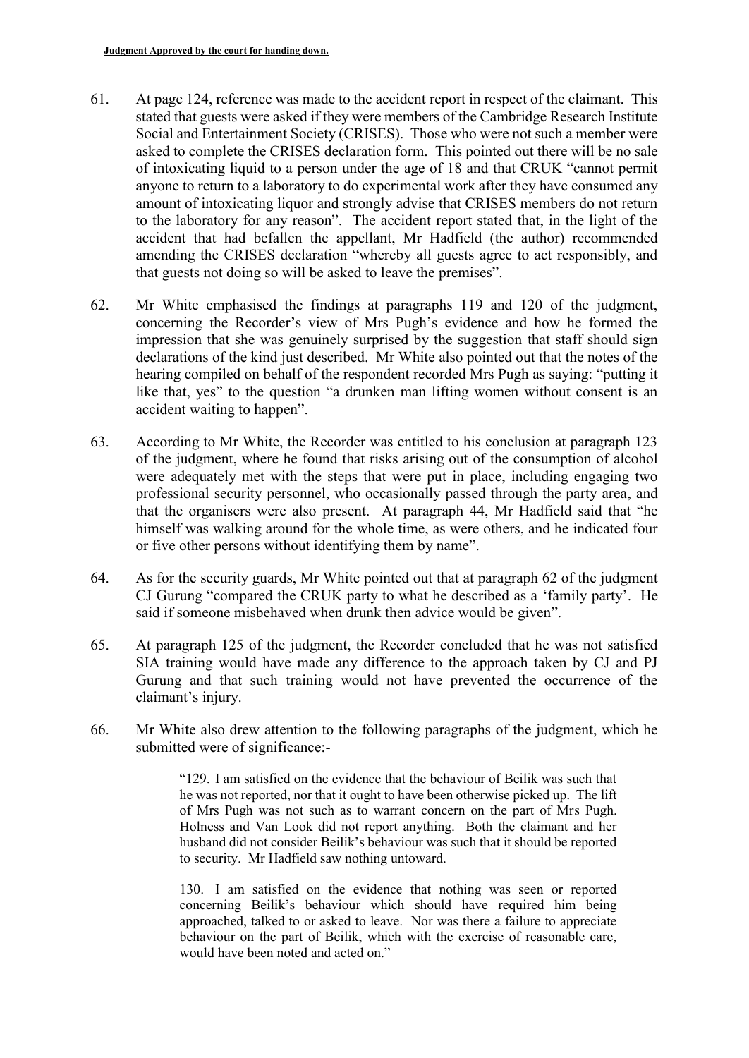61. At page 124, reference was made to the accident report in respect of the claimant. This stated that guests were asked if they were members of the Cambridge Research Institute Social and Entertainment Society (CRISES). Those who were not such a member were asked to complete the CRISES declaration form. This pointed out there will be no sale of intoxicating liquid to a person under the age of 18 and that CRUK "cannot permit anyone to return to a laboratory to do experimental work after they have consumed any amount of intoxicating liquor and strongly advise that CRISES members do not return to the laboratory for any reason". The accident report stated that, in the light of the accident that had befallen the appellant, Mr Hadfield (the author) recommended amending the CRISES declaration "whereby all guests agree to act responsibly, and that guests not doing so will be asked to leave the premises".

62. Mr White emphasised the findings at paragraphs 119 and 120 of the judgment, concerning the Recorder's view of Mrs Pugh's evidence and how he formed the impression that she was genuinely surprised by the suggestion that staff should sign declarations of the kind just described. Mr White also pointed out that the notes of the hearing compiled on behalf of the respondent recorded Mrs Pugh as saying: "putting it like that, yes" to the question "a drunken man lifting women without consent is an accident waiting to happen".

63. According to Mr White, the Recorder was entitled to his conclusion at paragraph 123 of the judgment, where he found that risks arising out of the consumption of alcohol were adequately met with the steps that were put in place, including engaging two professional security personnel, who occasionally passed through the party area, and that the organisers were also present. At paragraph 44, Mr Hadfield said that "he himself was walking around for the whole time, as were others, and he indicated four or five other persons without identifying them by name".

64. As for the security guards, Mr White pointed out that at paragraph 62 of the judgment CJ Gurung "compared the CRUK party to what he described as a 'family party'. He said if someone misbehaved when drunk then advice would be given".

65. At paragraph 125 of the judgment, the Recorder concluded that he was not satisfied SIA training would have made any difference to the approach taken by CJ and PJ Gurung and that such training would not have prevented the occurrence of the claimant's injury.

66. Mr White also drew attention to the following paragraphs of the judgment, which he submitted were of significance:-

> "129. I am satisfied on the evidence that the behaviour of Beilik was such that he was not reported, nor that it ought to have been otherwise picked up. The lift of Mrs Pugh was not such as to warrant concern on the part of Mrs Pugh. Holness and Van Look did not report anything. Both the claimant and her husband did not consider Beilik's behaviour was such that it should be reported to security. Mr Hadfield saw nothing untoward.
>
> 130. I am satisfied on the evidence that nothing was seen or reported concerning Beilik's behaviour which should have required him being approached, talked to or asked to leave. Nor was there a failure to appreciate behaviour on the part of Beilik, which with the exercise of reasonable care, would have been noted and acted on."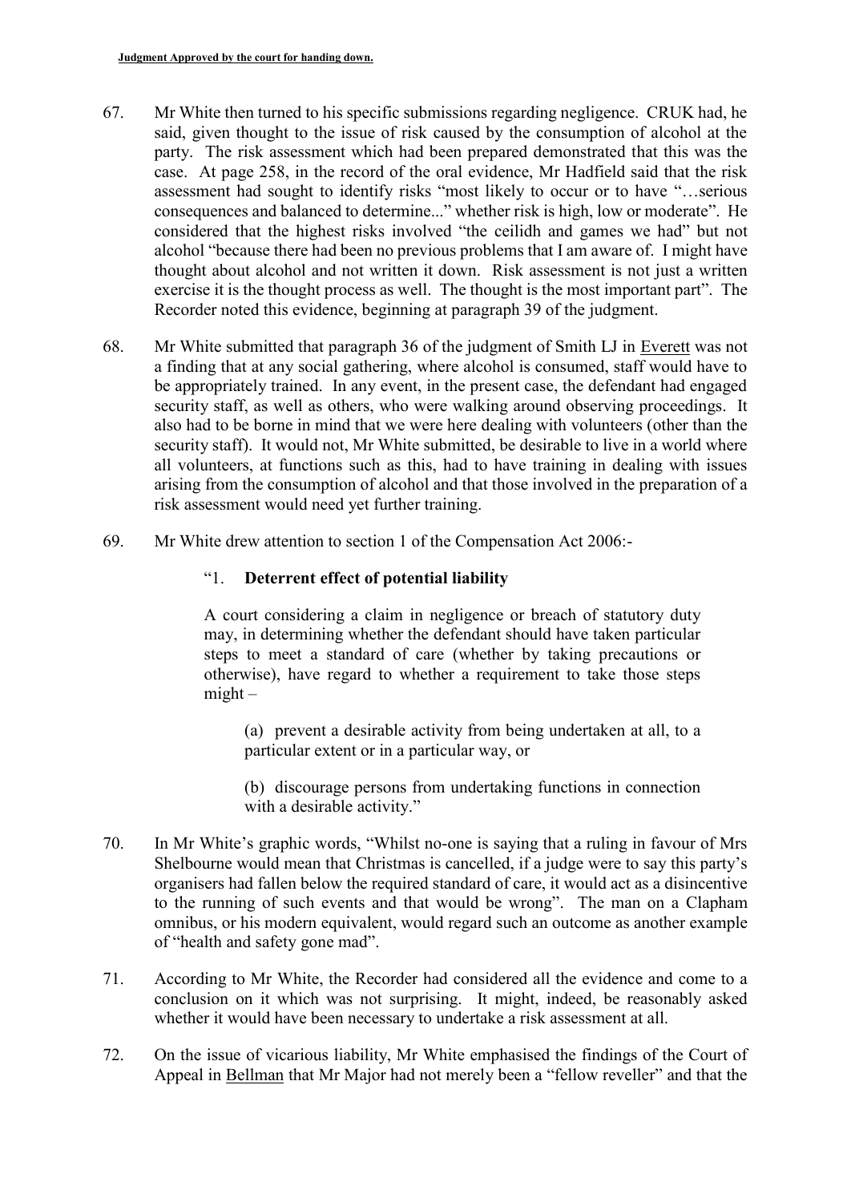67. Mr White then turned to his specific submissions regarding negligence. CRUK had, he said, given thought to the issue of risk caused by the consumption of alcohol at the party. The risk assessment which had been prepared demonstrated that this was the case. At page 258, in the record of the oral evidence, Mr Hadfield said that the risk assessment had sought to identify risks "most likely to occur or to have "…serious consequences and balanced to determine..." whether risk is high, low or moderate". He considered that the highest risks involved "the ceilidh and games we had" but not alcohol "because there had been no previous problems that I am aware of. I might have thought about alcohol and not written it down. Risk assessment is not just a written exercise it is the thought process as well. The thought is the most important part". The Recorder noted this evidence, beginning at paragraph 39 of the judgment.

68. Mr White submitted that paragraph 36 of the judgment of Smith LJ in Everett was not a finding that at any social gathering, where alcohol is consumed, staff would have to be appropriately trained. In any event, in the present case, the defendant had engaged security staff, as well as others, who were walking around observing proceedings. It also had to be borne in mind that we were here dealing with volunteers (other than the security staff). It would not, Mr White submitted, be desirable to live in a world where all volunteers, at functions such as this, had to have training in dealing with issues arising from the consumption of alcohol and that those involved in the preparation of a risk assessment would need yet further training.

69. Mr White drew attention to section 1 of the Compensation Act 2006:-

> "1. **Deterrent effect of potential liability**
>
> A court considering a claim in negligence or breach of statutory duty may, in determining whether the defendant should have taken particular steps to meet a standard of care (whether by taking precautions or otherwise), have regard to whether a requirement to take those steps might –
>
> (a) prevent a desirable activity from being undertaken at all, to a particular extent or in a particular way, or
>
> (b) discourage persons from undertaking functions in connection with a desirable activity."

70. In Mr White's graphic words, "Whilst no-one is saying that a ruling in favour of Mrs Shelbourne would mean that Christmas is cancelled, if a judge were to say this party's organisers had fallen below the required standard of care, it would act as a disincentive to the running of such events and that would be wrong". The man on a Clapham omnibus, or his modern equivalent, would regard such an outcome as another example of "health and safety gone mad".

71. According to Mr White, the Recorder had considered all the evidence and come to a conclusion on it which was not surprising. It might, indeed, be reasonably asked whether it would have been necessary to undertake a risk assessment at all.

72. On the issue of vicarious liability, Mr White emphasised the findings of the Court of Appeal in Bellman that Mr Major had not merely been a "fellow reveller" and that the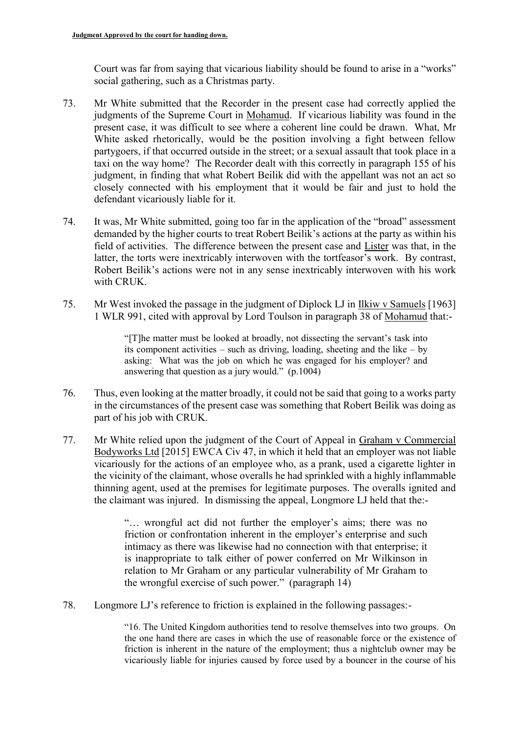Court was far from saying that vicarious liability should be found to arise in a "works" social gathering, such as a Christmas party.

73. Mr White submitted that the Recorder in the present case had correctly applied the judgments of the Supreme Court in Mohamud. If vicarious liability was found in the present case, it was difficult to see where a coherent line could be drawn. What, Mr White asked rhetorically, would be the position involving a fight between fellow partygoers, if that occurred outside in the street; or a sexual assault that took place in a taxi on the way home? The Recorder dealt with this correctly in paragraph 155 of his judgment, in finding that what Robert Beilik did with the appellant was not an act so closely connected with his employment that it would be fair and just to hold the defendant vicariously liable for it.

74. It was, Mr White submitted, going too far in the application of the "broad" assessment demanded by the higher courts to treat Robert Beilik's actions at the party as within his field of activities. The difference between the present case and Lister was that, in the latter, the torts were inextricably interwoven with the tortfeasor's work. By contrast, Robert Beilik's actions were not in any sense inextricably interwoven with his work with CRUK.

75. Mr West invoked the passage in the judgment of Diplock LJ in Ilkiw v Samuels [1963] 1 WLR 991, cited with approval by Lord Toulson in paragraph 38 of Mohamud that:-

> "[T]he matter must be looked at broadly, not dissecting the servant's task into its component activities – such as driving, loading, sheeting and the like – by asking: What was the job on which he was engaged for his employer? and answering that question as a jury would." (p.1004)

76. Thus, even looking at the matter broadly, it could not be said that going to a works party in the circumstances of the present case was something that Robert Beilik was doing as part of his job with CRUK.

77. Mr White relied upon the judgment of the Court of Appeal in Graham v Commercial Bodyworks Ltd [2015] EWCA Civ 47, in which it held that an employer was not liable vicariously for the actions of an employee who, as a prank, used a cigarette lighter in the vicinity of the claimant, whose overalls he had sprinkled with a highly inflammable thinning agent, used at the premises for legitimate purposes. The overalls ignited and the claimant was injured. In dismissing the appeal, Longmore LJ held that the:-

> "… wrongful act did not further the employer's aims; there was no friction or confrontation inherent in the employer's enterprise and such intimacy as there was likewise had no connection with that enterprise; it is inappropriate to talk either of power conferred on Mr Wilkinson in relation to Mr Graham or any particular vulnerability of Mr Graham to the wrongful exercise of such power." (paragraph 14)

78. Longmore LJ's reference to friction is explained in the following passages:-

> "16. The United Kingdom authorities tend to resolve themselves into two groups. On the one hand there are cases in which the use of reasonable force or the existence of friction is inherent in the nature of the employment; thus a nightclub owner may be vicariously liable for injuries caused by force used by a bouncer in the course of his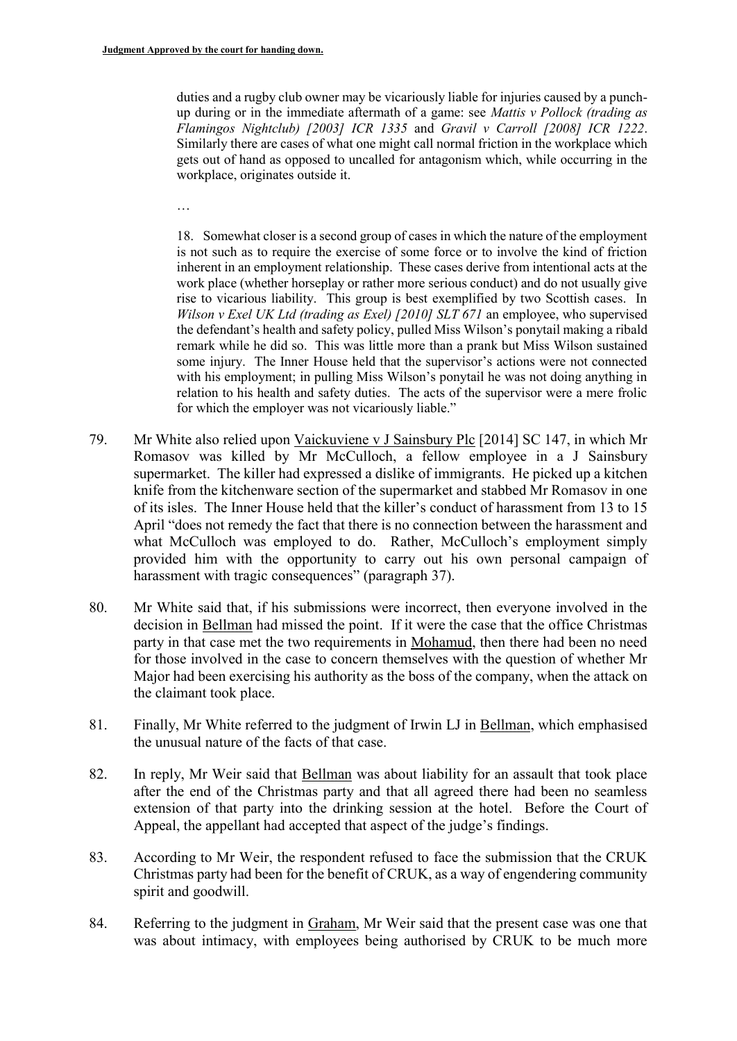duties and a rugby club owner may be vicariously liable for injuries caused by a punch-up during or in the immediate aftermath of a game: see *Mattis v Pollock (trading as Flamingos Nightclub) [2003] ICR 1335* and *Gravil v Carroll [2008] ICR 1222*. Similarly there are cases of what one might call normal friction in the workplace which gets out of hand as opposed to uncalled for antagonism which, while occurring in the workplace, originates outside it.

…

18. Somewhat closer is a second group of cases in which the nature of the employment is not such as to require the exercise of some force or to involve the kind of friction inherent in an employment relationship. These cases derive from intentional acts at the work place (whether horseplay or rather more serious conduct) and do not usually give rise to vicarious liability. This group is best exemplified by two Scottish cases. In *Wilson v Exel UK Ltd (trading as Exel) [2010] SLT 671* an employee, who supervised the defendant's health and safety policy, pulled Miss Wilson's ponytail making a ribald remark while he did so. This was little more than a prank but Miss Wilson sustained some injury. The Inner House held that the supervisor's actions were not connected with his employment; in pulling Miss Wilson's ponytail he was not doing anything in relation to his health and safety duties. The acts of the supervisor were a mere frolic for which the employer was not vicariously liable."

79. Mr White also relied upon Vaickuviene v J Sainsbury Plc [2014] SC 147, in which Mr Romasov was killed by Mr McCulloch, a fellow employee in a J Sainsbury supermarket. The killer had expressed a dislike of immigrants. He picked up a kitchen knife from the kitchenware section of the supermarket and stabbed Mr Romasov in one of its isles. The Inner House held that the killer's conduct of harassment from 13 to 15 April "does not remedy the fact that there is no connection between the harassment and what McCulloch was employed to do. Rather, McCulloch's employment simply provided him with the opportunity to carry out his own personal campaign of harassment with tragic consequences" (paragraph 37).

80. Mr White said that, if his submissions were incorrect, then everyone involved in the decision in Bellman had missed the point. If it were the case that the office Christmas party in that case met the two requirements in Mohamud, then there had been no need for those involved in the case to concern themselves with the question of whether Mr Major had been exercising his authority as the boss of the company, when the attack on the claimant took place.

81. Finally, Mr White referred to the judgment of Irwin LJ in Bellman, which emphasised the unusual nature of the facts of that case.

82. In reply, Mr Weir said that Bellman was about liability for an assault that took place after the end of the Christmas party and that all agreed there had been no seamless extension of that party into the drinking session at the hotel. Before the Court of Appeal, the appellant had accepted that aspect of the judge's findings.

83. According to Mr Weir, the respondent refused to face the submission that the CRUK Christmas party had been for the benefit of CRUK, as a way of engendering community spirit and goodwill.

84. Referring to the judgment in Graham, Mr Weir said that the present case was one that was about intimacy, with employees being authorised by CRUK to be much more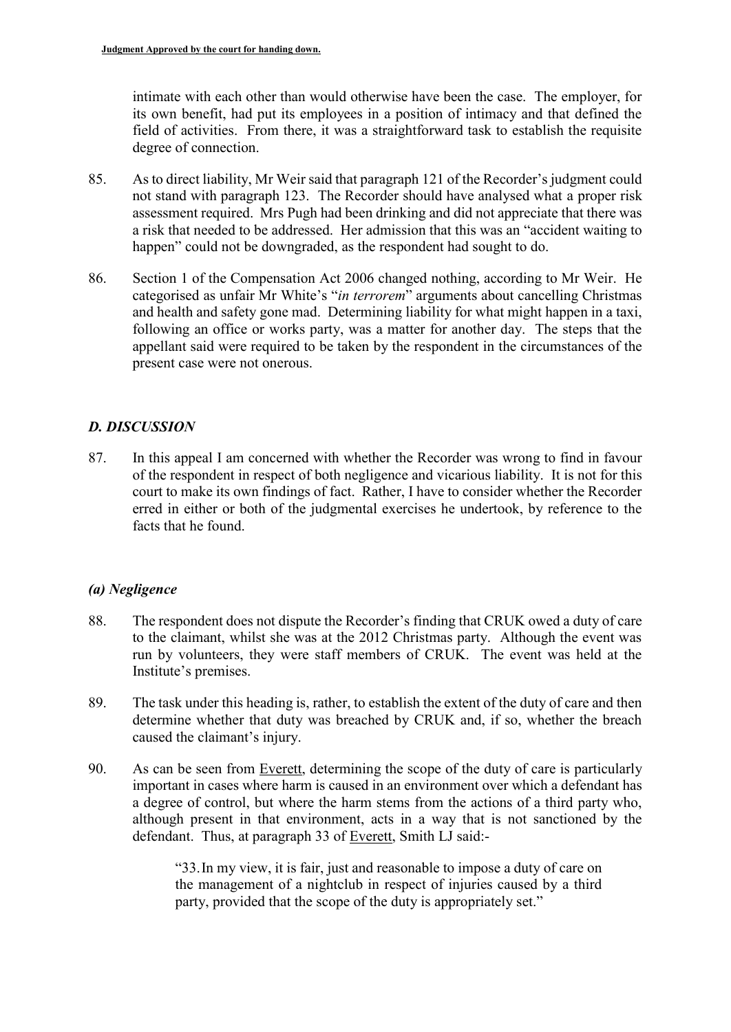intimate with each other than would otherwise have been the case. The employer, for its own benefit, had put its employees in a position of intimacy and that defined the field of activities. From there, it was a straightforward task to establish the requisite degree of connection.

85. As to direct liability, Mr Weir said that paragraph 121 of the Recorder's judgment could not stand with paragraph 123. The Recorder should have analysed what a proper risk assessment required. Mrs Pugh had been drinking and did not appreciate that there was a risk that needed to be addressed. Her admission that this was an "accident waiting to happen" could not be downgraded, as the respondent had sought to do.

86. Section 1 of the Compensation Act 2006 changed nothing, according to Mr Weir. He categorised as unfair Mr White's "*in terrorem*" arguments about cancelling Christmas and health and safety gone mad. Determining liability for what might happen in a taxi, following an office or works party, was a matter for another day. The steps that the appellant said were required to be taken by the respondent in the circumstances of the present case were not onerous.

## *D. DISCUSSION*

87. In this appeal I am concerned with whether the Recorder was wrong to find in favour of the respondent in respect of both negligence and vicarious liability. It is not for this court to make its own findings of fact. Rather, I have to consider whether the Recorder erred in either or both of the judgmental exercises he undertook, by reference to the facts that he found.

### *(a) Negligence*

88. The respondent does not dispute the Recorder's finding that CRUK owed a duty of care to the claimant, whilst she was at the 2012 Christmas party. Although the event was run by volunteers, they were staff members of CRUK. The event was held at the Institute's premises.

89. The task under this heading is, rather, to establish the extent of the duty of care and then determine whether that duty was breached by CRUK and, if so, whether the breach caused the claimant's injury.

90. As can be seen from Everett, determining the scope of the duty of care is particularly important in cases where harm is caused in an environment over which a defendant has a degree of control, but where the harm stems from the actions of a third party who, although present in that environment, acts in a way that is not sanctioned by the defendant. Thus, at paragraph 33 of Everett, Smith LJ said:-

> "33. In my view, it is fair, just and reasonable to impose a duty of care on the management of a nightclub in respect of injuries caused by a third party, provided that the scope of the duty is appropriately set."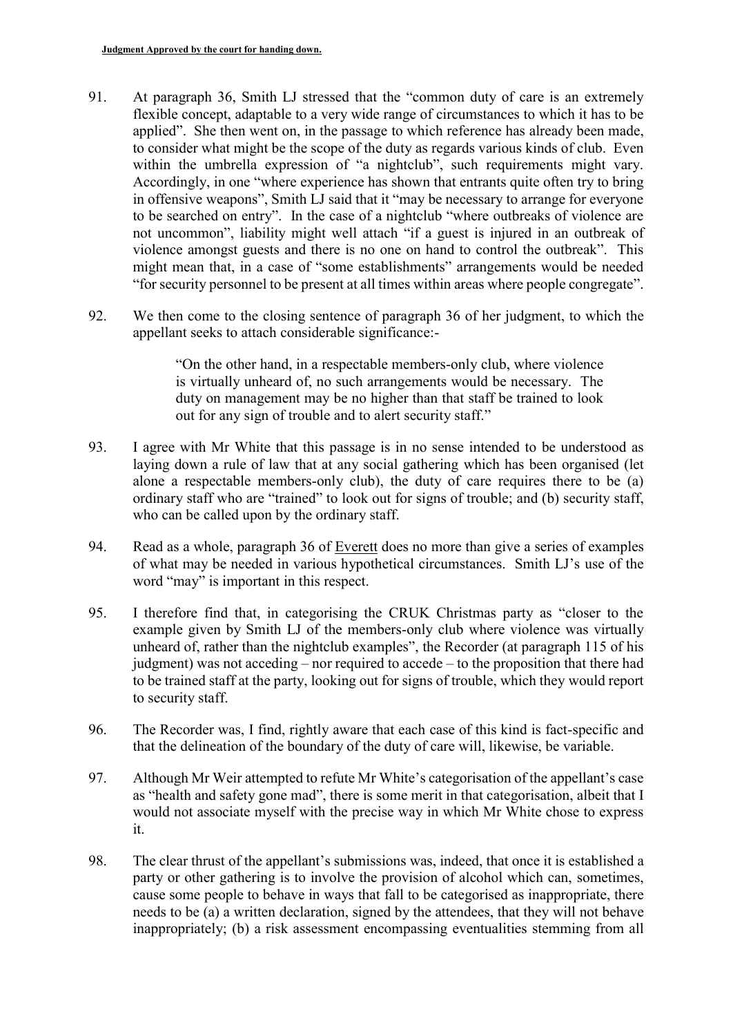91. At paragraph 36, Smith LJ stressed that the "common duty of care is an extremely flexible concept, adaptable to a very wide range of circumstances to which it has to be applied". She then went on, in the passage to which reference has already been made, to consider what might be the scope of the duty as regards various kinds of club. Even within the umbrella expression of "a nightclub", such requirements might vary. Accordingly, in one "where experience has shown that entrants quite often try to bring in offensive weapons", Smith LJ said that it "may be necessary to arrange for everyone to be searched on entry". In the case of a nightclub "where outbreaks of violence are not uncommon", liability might well attach "if a guest is injured in an outbreak of violence amongst guests and there is no one on hand to control the outbreak". This might mean that, in a case of "some establishments" arrangements would be needed "for security personnel to be present at all times within areas where people congregate".

92. We then come to the closing sentence of paragraph 36 of her judgment, to which the appellant seeks to attach considerable significance:-

> "On the other hand, in a respectable members-only club, where violence is virtually unheard of, no such arrangements would be necessary. The duty on management may be no higher than that staff be trained to look out for any sign of trouble and to alert security staff."

93. I agree with Mr White that this passage is in no sense intended to be understood as laying down a rule of law that at any social gathering which has been organised (let alone a respectable members-only club), the duty of care requires there to be (a) ordinary staff who are "trained" to look out for signs of trouble; and (b) security staff, who can be called upon by the ordinary staff.

94. Read as a whole, paragraph 36 of Everett does no more than give a series of examples of what may be needed in various hypothetical circumstances. Smith LJ's use of the word "may" is important in this respect.

95. I therefore find that, in categorising the CRUK Christmas party as "closer to the example given by Smith LJ of the members-only club where violence was virtually unheard of, rather than the nightclub examples", the Recorder (at paragraph 115 of his judgment) was not acceding – nor required to accede – to the proposition that there had to be trained staff at the party, looking out for signs of trouble, which they would report to security staff.

96. The Recorder was, I find, rightly aware that each case of this kind is fact-specific and that the delineation of the boundary of the duty of care will, likewise, be variable.

97. Although Mr Weir attempted to refute Mr White's categorisation of the appellant's case as "health and safety gone mad", there is some merit in that categorisation, albeit that I would not associate myself with the precise way in which Mr White chose to express it.

98. The clear thrust of the appellant's submissions was, indeed, that once it is established a party or other gathering is to involve the provision of alcohol which can, sometimes, cause some people to behave in ways that fall to be categorised as inappropriate, there needs to be (a) a written declaration, signed by the attendees, that they will not behave inappropriately; (b) a risk assessment encompassing eventualities stemming from all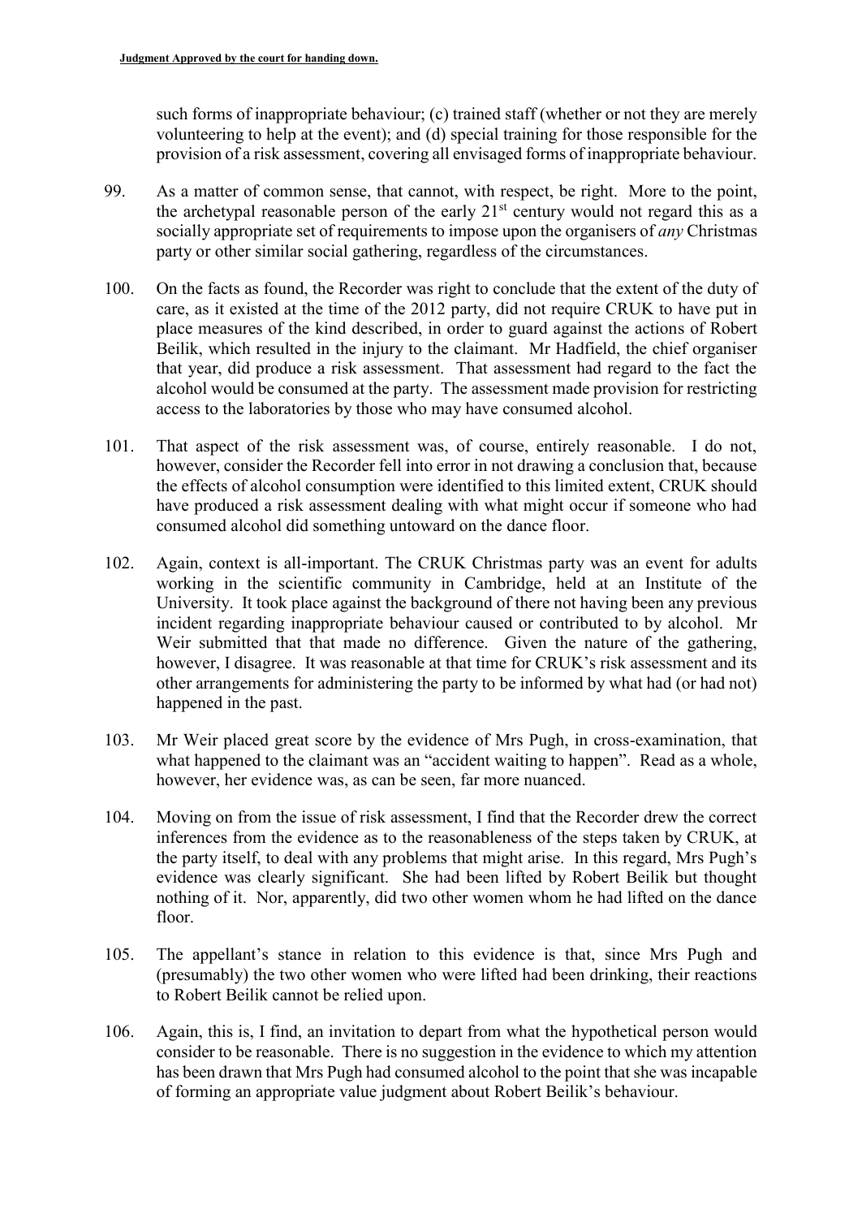such forms of inappropriate behaviour; (c) trained staff (whether or not they are merely volunteering to help at the event); and (d) special training for those responsible for the provision of a risk assessment, covering all envisaged forms of inappropriate behaviour.

99. As a matter of common sense, that cannot, with respect, be right. More to the point, the archetypal reasonable person of the early 21st century would not regard this as a socially appropriate set of requirements to impose upon the organisers of *any* Christmas party or other similar social gathering, regardless of the circumstances.

100. On the facts as found, the Recorder was right to conclude that the extent of the duty of care, as it existed at the time of the 2012 party, did not require CRUK to have put in place measures of the kind described, in order to guard against the actions of Robert Beilik, which resulted in the injury to the claimant. Mr Hadfield, the chief organiser that year, did produce a risk assessment. That assessment had regard to the fact the alcohol would be consumed at the party. The assessment made provision for restricting access to the laboratories by those who may have consumed alcohol.

101. That aspect of the risk assessment was, of course, entirely reasonable. I do not, however, consider the Recorder fell into error in not drawing a conclusion that, because the effects of alcohol consumption were identified to this limited extent, CRUK should have produced a risk assessment dealing with what might occur if someone who had consumed alcohol did something untoward on the dance floor.

102. Again, context is all-important. The CRUK Christmas party was an event for adults working in the scientific community in Cambridge, held at an Institute of the University. It took place against the background of there not having been any previous incident regarding inappropriate behaviour caused or contributed to by alcohol. Mr Weir submitted that that made no difference. Given the nature of the gathering, however, I disagree. It was reasonable at that time for CRUK's risk assessment and its other arrangements for administering the party to be informed by what had (or had not) happened in the past.

103. Mr Weir placed great score by the evidence of Mrs Pugh, in cross-examination, that what happened to the claimant was an "accident waiting to happen". Read as a whole, however, her evidence was, as can be seen, far more nuanced.

104. Moving on from the issue of risk assessment, I find that the Recorder drew the correct inferences from the evidence as to the reasonableness of the steps taken by CRUK, at the party itself, to deal with any problems that might arise. In this regard, Mrs Pugh's evidence was clearly significant. She had been lifted by Robert Beilik but thought nothing of it. Nor, apparently, did two other women whom he had lifted on the dance floor.

105. The appellant's stance in relation to this evidence is that, since Mrs Pugh and (presumably) the two other women who were lifted had been drinking, their reactions to Robert Beilik cannot be relied upon.

106. Again, this is, I find, an invitation to depart from what the hypothetical person would consider to be reasonable. There is no suggestion in the evidence to which my attention has been drawn that Mrs Pugh had consumed alcohol to the point that she was incapable of forming an appropriate value judgment about Robert Beilik's behaviour.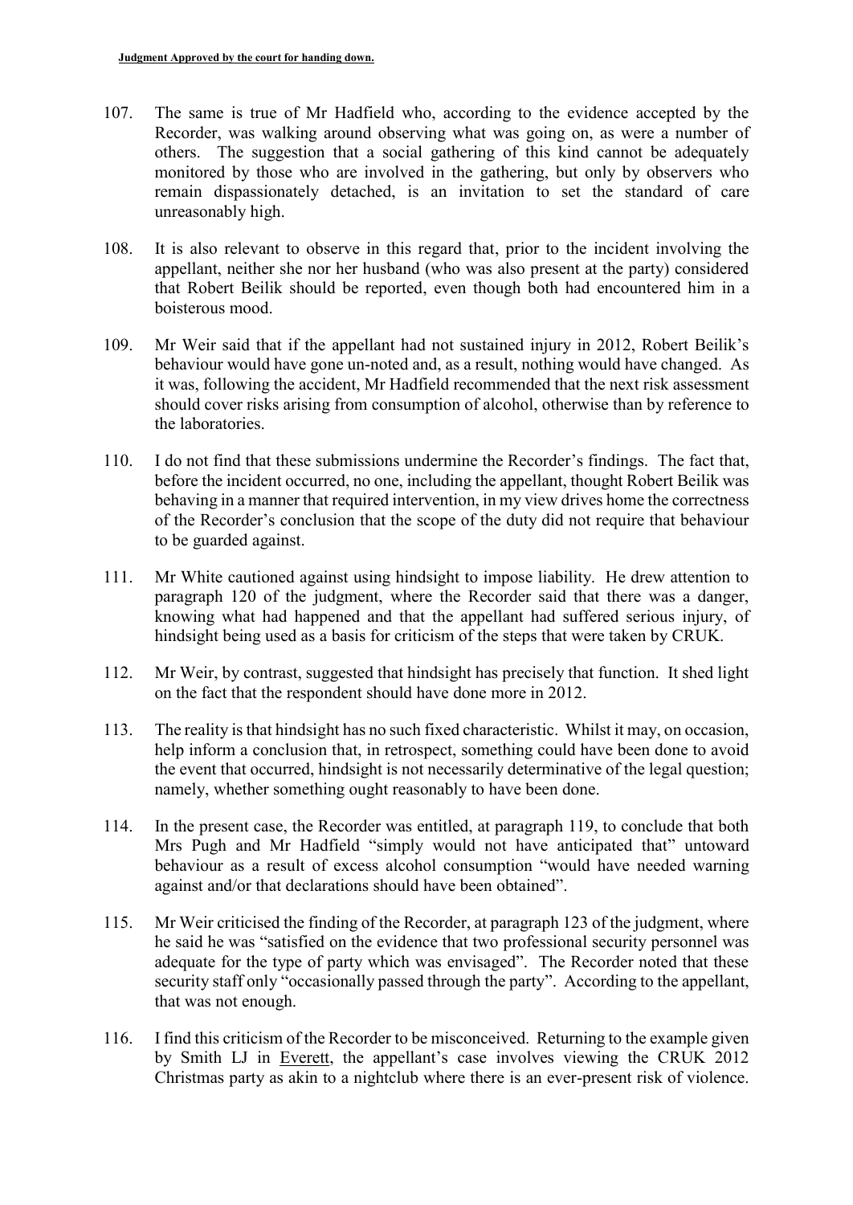107. The same is true of Mr Hadfield who, according to the evidence accepted by the Recorder, was walking around observing what was going on, as were a number of others. The suggestion that a social gathering of this kind cannot be adequately monitored by those who are involved in the gathering, but only by observers who remain dispassionately detached, is an invitation to set the standard of care unreasonably high.

108. It is also relevant to observe in this regard that, prior to the incident involving the appellant, neither she nor her husband (who was also present at the party) considered that Robert Beilik should be reported, even though both had encountered him in a boisterous mood.

109. Mr Weir said that if the appellant had not sustained injury in 2012, Robert Beilik's behaviour would have gone un-noted and, as a result, nothing would have changed. As it was, following the accident, Mr Hadfield recommended that the next risk assessment should cover risks arising from consumption of alcohol, otherwise than by reference to the laboratories.

110. I do not find that these submissions undermine the Recorder's findings. The fact that, before the incident occurred, no one, including the appellant, thought Robert Beilik was behaving in a manner that required intervention, in my view drives home the correctness of the Recorder's conclusion that the scope of the duty did not require that behaviour to be guarded against.

111. Mr White cautioned against using hindsight to impose liability. He drew attention to paragraph 120 of the judgment, where the Recorder said that there was a danger, knowing what had happened and that the appellant had suffered serious injury, of hindsight being used as a basis for criticism of the steps that were taken by CRUK.

112. Mr Weir, by contrast, suggested that hindsight has precisely that function. It shed light on the fact that the respondent should have done more in 2012.

113. The reality is that hindsight has no such fixed characteristic. Whilst it may, on occasion, help inform a conclusion that, in retrospect, something could have been done to avoid the event that occurred, hindsight is not necessarily determinative of the legal question; namely, whether something ought reasonably to have been done.

114. In the present case, the Recorder was entitled, at paragraph 119, to conclude that both Mrs Pugh and Mr Hadfield "simply would not have anticipated that" untoward behaviour as a result of excess alcohol consumption "would have needed warning against and/or that declarations should have been obtained".

115. Mr Weir criticised the finding of the Recorder, at paragraph 123 of the judgment, where he said he was "satisfied on the evidence that two professional security personnel was adequate for the type of party which was envisaged". The Recorder noted that these security staff only "occasionally passed through the party". According to the appellant, that was not enough.

116. I find this criticism of the Recorder to be misconceived. Returning to the example given by Smith LJ in Everett, the appellant's case involves viewing the CRUK 2012 Christmas party as akin to a nightclub where there is an ever-present risk of violence.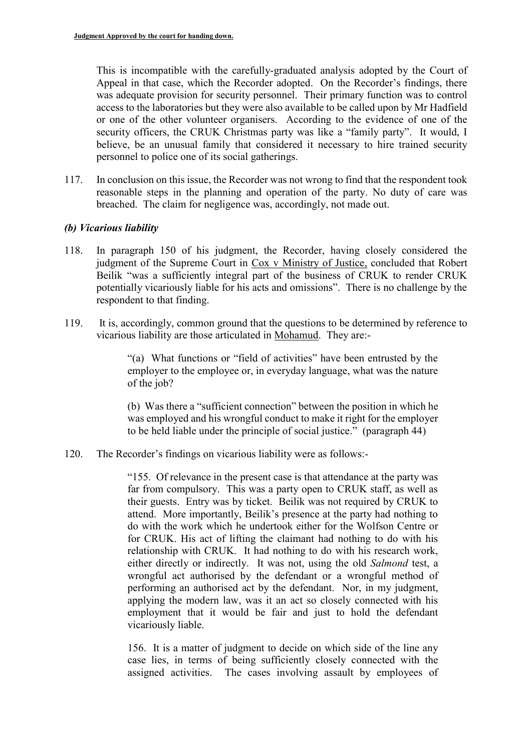This is incompatible with the carefully-graduated analysis adopted by the Court of Appeal in that case, which the Recorder adopted. On the Recorder's findings, there was adequate provision for security personnel. Their primary function was to control access to the laboratories but they were also available to be called upon by Mr Hadfield or one of the other volunteer organisers. According to the evidence of one of the security officers, the CRUK Christmas party was like a "family party". It would, I believe, be an unusual family that considered it necessary to hire trained security personnel to police one of its social gatherings.

117. In conclusion on this issue, the Recorder was not wrong to find that the respondent took reasonable steps in the planning and operation of the party. No duty of care was breached. The claim for negligence was, accordingly, not made out.

### *(b) Vicarious liability*

118. In paragraph 150 of his judgment, the Recorder, having closely considered the judgment of the Supreme Court in Cox v Ministry of Justice, concluded that Robert Beilik "was a sufficiently integral part of the business of CRUK to render CRUK potentially vicariously liable for his acts and omissions". There is no challenge by the respondent to that finding.

119. It is, accordingly, common ground that the questions to be determined by reference to vicarious liability are those articulated in Mohamud. They are:-

> "(a) What functions or "field of activities" have been entrusted by the employer to the employee or, in everyday language, what was the nature of the job?
>
> (b) Was there a "sufficient connection" between the position in which he was employed and his wrongful conduct to make it right for the employer to be held liable under the principle of social justice." (paragraph 44)

120. The Recorder's findings on vicarious liability were as follows:-

> "155. Of relevance in the present case is that attendance at the party was far from compulsory. This was a party open to CRUK staff, as well as their guests. Entry was by ticket. Beilik was not required by CRUK to attend. More importantly, Beilik's presence at the party had nothing to do with the work which he undertook either for the Wolfson Centre or for CRUK. His act of lifting the claimant had nothing to do with his relationship with CRUK. It had nothing to do with his research work, either directly or indirectly. It was not, using the old *Salmond* test, a wrongful act authorised by the defendant or a wrongful method of performing an authorised act by the defendant. Nor, in my judgment, applying the modern law, was it an act so closely connected with his employment that it would be fair and just to hold the defendant vicariously liable.
>
> 156. It is a matter of judgment to decide on which side of the line any case lies, in terms of being sufficiently closely connected with the assigned activities. The cases involving assault by employees of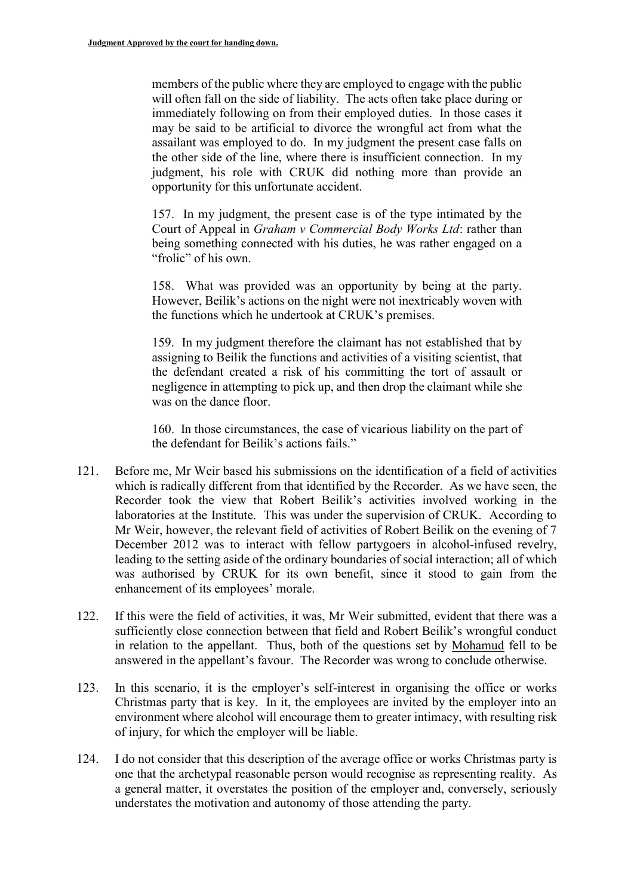members of the public where they are employed to engage with the public will often fall on the side of liability. The acts often take place during or immediately following on from their employed duties. In those cases it may be said to be artificial to divorce the wrongful act from what the assailant was employed to do. In my judgment the present case falls on the other side of the line, where there is insufficient connection. In my judgment, his role with CRUK did nothing more than provide an opportunity for this unfortunate accident.

> 157. In my judgment, the present case is of the type intimated by the Court of Appeal in *Graham v Commercial Body Works Ltd*: rather than being something connected with his duties, he was rather engaged on a "frolic" of his own.
>
> 158. What was provided was an opportunity by being at the party. However, Beilik's actions on the night were not inextricably woven with the functions which he undertook at CRUK's premises.
>
> 159. In my judgment therefore the claimant has not established that by assigning to Beilik the functions and activities of a visiting scientist, that the defendant created a risk of his committing the tort of assault or negligence in attempting to pick up, and then drop the claimant while she was on the dance floor.
>
> 160. In those circumstances, the case of vicarious liability on the part of the defendant for Beilik's actions fails."

121. Before me, Mr Weir based his submissions on the identification of a field of activities which is radically different from that identified by the Recorder. As we have seen, the Recorder took the view that Robert Beilik's activities involved working in the laboratories at the Institute. This was under the supervision of CRUK. According to Mr Weir, however, the relevant field of activities of Robert Beilik on the evening of 7 December 2012 was to interact with fellow partygoers in alcohol-infused revelry, leading to the setting aside of the ordinary boundaries of social interaction; all of which was authorised by CRUK for its own benefit, since it stood to gain from the enhancement of its employees' morale.

122. If this were the field of activities, it was, Mr Weir submitted, evident that there was a sufficiently close connection between that field and Robert Beilik's wrongful conduct in relation to the appellant. Thus, both of the questions set by Mohamud fell to be answered in the appellant's favour. The Recorder was wrong to conclude otherwise.

123. In this scenario, it is the employer's self-interest in organising the office or works Christmas party that is key. In it, the employees are invited by the employer into an environment where alcohol will encourage them to greater intimacy, with resulting risk of injury, for which the employer will be liable.

124. I do not consider that this description of the average office or works Christmas party is one that the archetypal reasonable person would recognise as representing reality. As a general matter, it overstates the position of the employer and, conversely, seriously understates the motivation and autonomy of those attending the party.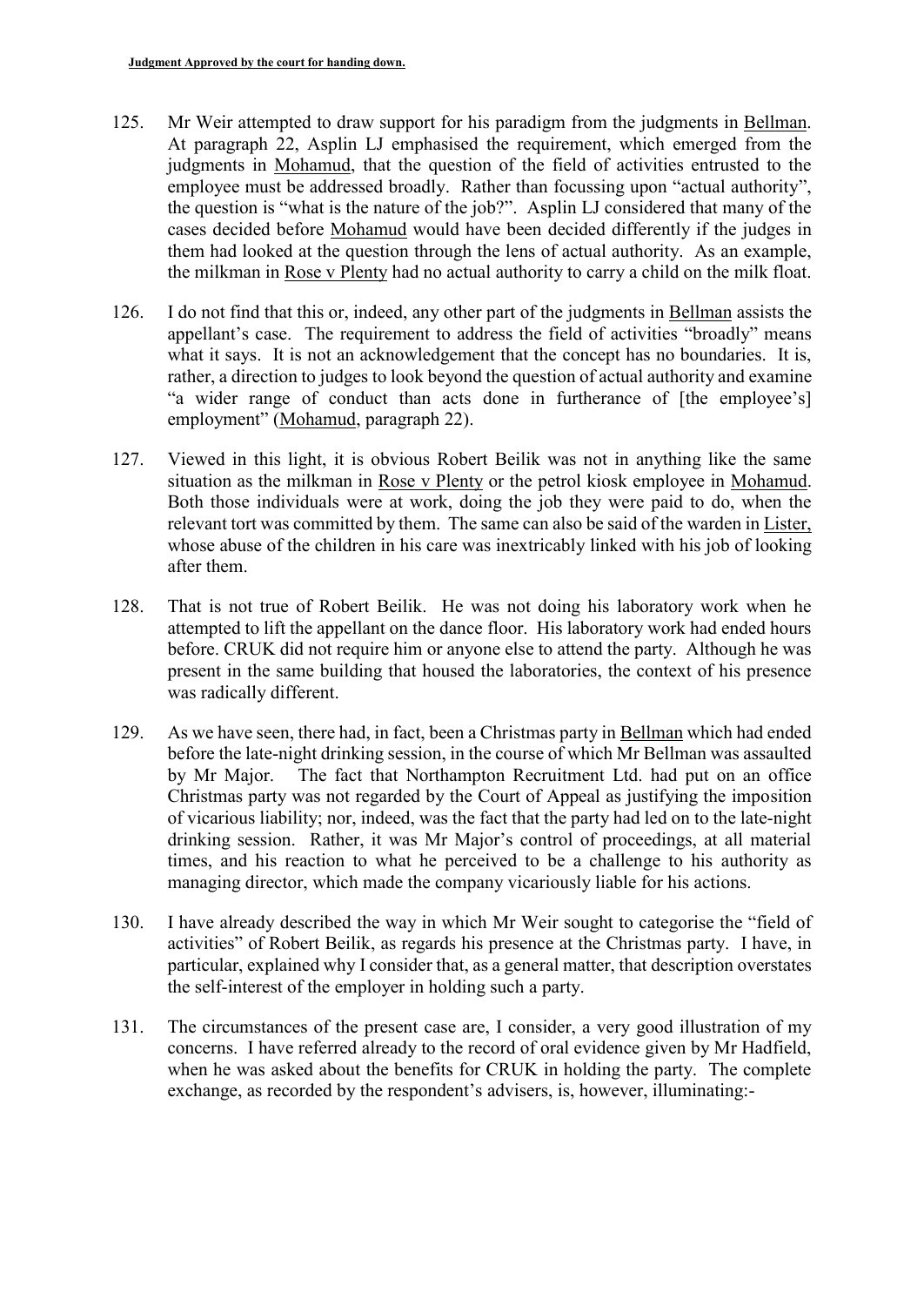125. Mr Weir attempted to draw support for his paradigm from the judgments in Bellman. At paragraph 22, Asplin LJ emphasised the requirement, which emerged from the judgments in Mohamud, that the question of the field of activities entrusted to the employee must be addressed broadly. Rather than focussing upon "actual authority", the question is "what is the nature of the job?". Asplin LJ considered that many of the cases decided before Mohamud would have been decided differently if the judges in them had looked at the question through the lens of actual authority. As an example, the milkman in Rose v Plenty had no actual authority to carry a child on the milk float.

126. I do not find that this or, indeed, any other part of the judgments in Bellman assists the appellant's case. The requirement to address the field of activities "broadly" means what it says. It is not an acknowledgement that the concept has no boundaries. It is, rather, a direction to judges to look beyond the question of actual authority and examine "a wider range of conduct than acts done in furtherance of [the employee's] employment" (Mohamud, paragraph 22).

127. Viewed in this light, it is obvious Robert Beilik was not in anything like the same situation as the milkman in Rose v Plenty or the petrol kiosk employee in Mohamud. Both those individuals were at work, doing the job they were paid to do, when the relevant tort was committed by them. The same can also be said of the warden in Lister, whose abuse of the children in his care was inextricably linked with his job of looking after them.

128. That is not true of Robert Beilik. He was not doing his laboratory work when he attempted to lift the appellant on the dance floor. His laboratory work had ended hours before. CRUK did not require him or anyone else to attend the party. Although he was present in the same building that housed the laboratories, the context of his presence was radically different.

129. As we have seen, there had, in fact, been a Christmas party in Bellman which had ended before the late-night drinking session, in the course of which Mr Bellman was assaulted by Mr Major. The fact that Northampton Recruitment Ltd. had put on an office Christmas party was not regarded by the Court of Appeal as justifying the imposition of vicarious liability; nor, indeed, was the fact that the party had led on to the late-night drinking session. Rather, it was Mr Major's control of proceedings, at all material times, and his reaction to what he perceived to be a challenge to his authority as managing director, which made the company vicariously liable for his actions.

130. I have already described the way in which Mr Weir sought to categorise the "field of activities" of Robert Beilik, as regards his presence at the Christmas party. I have, in particular, explained why I consider that, as a general matter, that description overstates the self-interest of the employer in holding such a party.

131. The circumstances of the present case are, I consider, a very good illustration of my concerns. I have referred already to the record of oral evidence given by Mr Hadfield, when he was asked about the benefits for CRUK in holding the party. The complete exchange, as recorded by the respondent's advisers, is, however, illuminating:-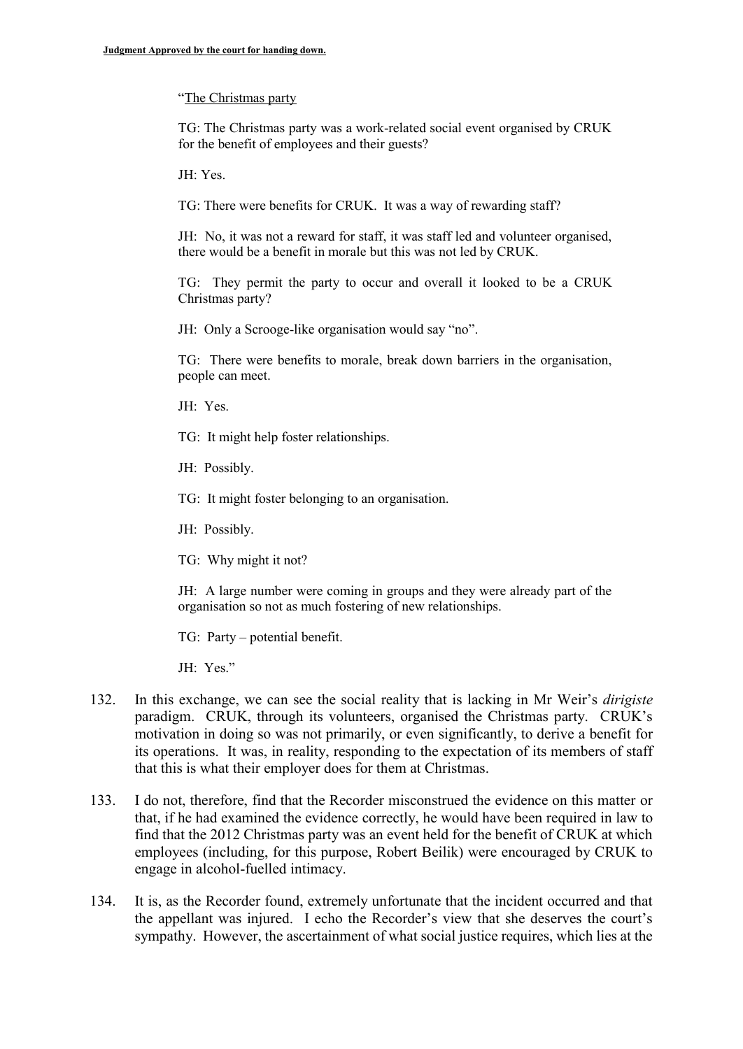"<u>The Christmas party</u>

TG: The Christmas party was a work-related social event organised by CRUK for the benefit of employees and their guests?

JH: Yes.

TG: There were benefits for CRUK. It was a way of rewarding staff?

JH: No, it was not a reward for staff, it was staff led and volunteer organised, there would be a benefit in morale but this was not led by CRUK.

TG: They permit the party to occur and overall it looked to be a CRUK Christmas party?

JH: Only a Scrooge-like organisation would say "no".

TG: There were benefits to morale, break down barriers in the organisation, people can meet.

JH: Yes.

TG: It might help foster relationships.

JH: Possibly.

TG: It might foster belonging to an organisation.

JH: Possibly.

TG: Why might it not?

JH: A large number were coming in groups and they were already part of the organisation so not as much fostering of new relationships.

TG: Party – potential benefit.

JH: Yes."

132. In this exchange, we can see the social reality that is lacking in Mr Weir's *dirigiste* paradigm. CRUK, through its volunteers, organised the Christmas party. CRUK's motivation in doing so was not primarily, or even significantly, to derive a benefit for its operations. It was, in reality, responding to the expectation of its members of staff that this is what their employer does for them at Christmas.

133. I do not, therefore, find that the Recorder misconstrued the evidence on this matter or that, if he had examined the evidence correctly, he would have been required in law to find that the 2012 Christmas party was an event held for the benefit of CRUK at which employees (including, for this purpose, Robert Beilik) were encouraged by CRUK to engage in alcohol-fuelled intimacy.

134. It is, as the Recorder found, extremely unfortunate that the incident occurred and that the appellant was injured. I echo the Recorder's view that she deserves the court's sympathy. However, the ascertainment of what social justice requires, which lies at the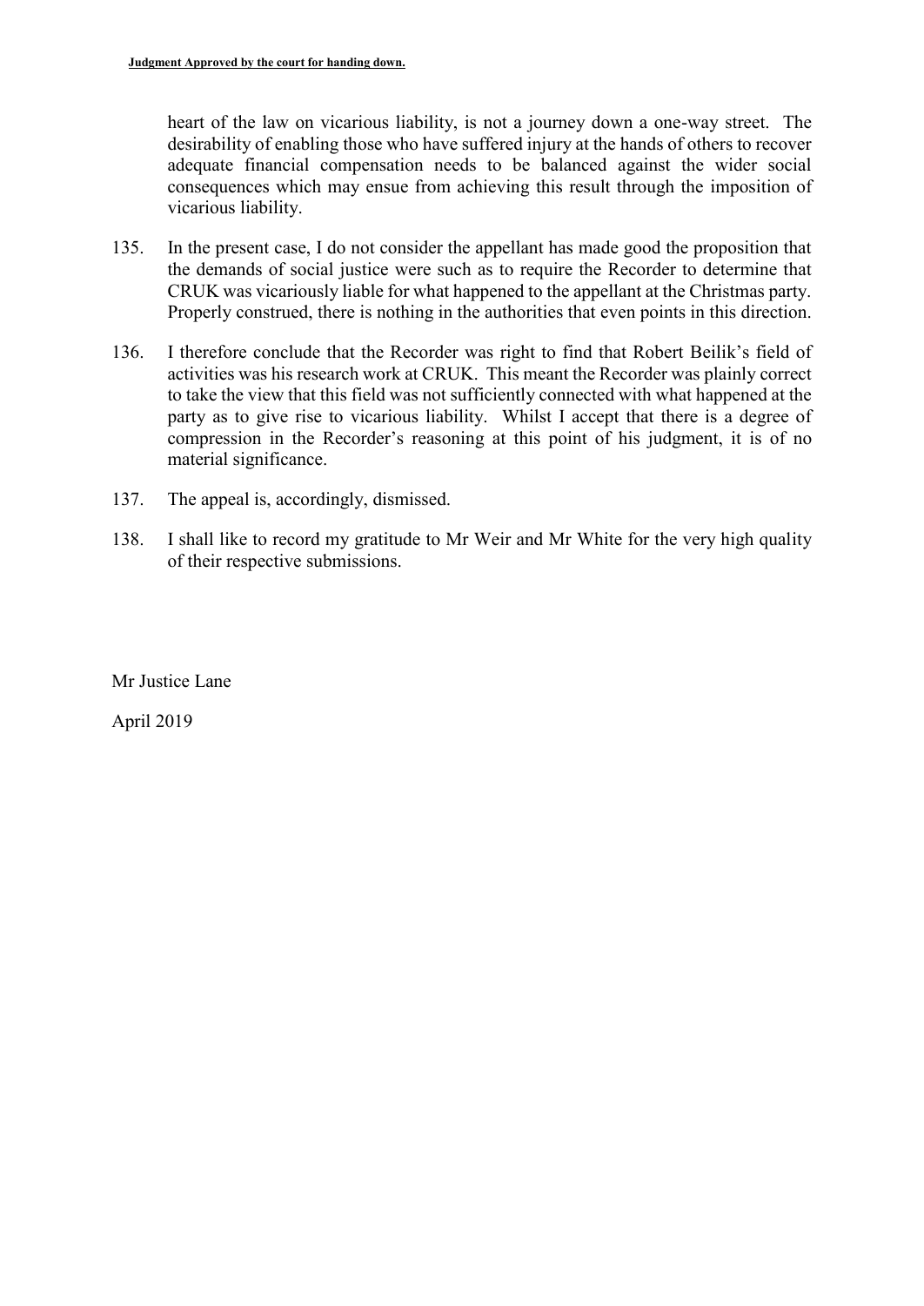heart of the law on vicarious liability, is not a journey down a one-way street. The desirability of enabling those who have suffered injury at the hands of others to recover adequate financial compensation needs to be balanced against the wider social consequences which may ensue from achieving this result through the imposition of vicarious liability.

135. In the present case, I do not consider the appellant has made good the proposition that the demands of social justice were such as to require the Recorder to determine that CRUK was vicariously liable for what happened to the appellant at the Christmas party. Properly construed, there is nothing in the authorities that even points in this direction.

136. I therefore conclude that the Recorder was right to find that Robert Beilik's field of activities was his research work at CRUK. This meant the Recorder was plainly correct to take the view that this field was not sufficiently connected with what happened at the party as to give rise to vicarious liability. Whilst I accept that there is a degree of compression in the Recorder's reasoning at this point of his judgment, it is of no material significance.

137. The appeal is, accordingly, dismissed.

138. I shall like to record my gratitude to Mr Weir and Mr White for the very high quality of their respective submissions.

Mr Justice Lane

April 2019